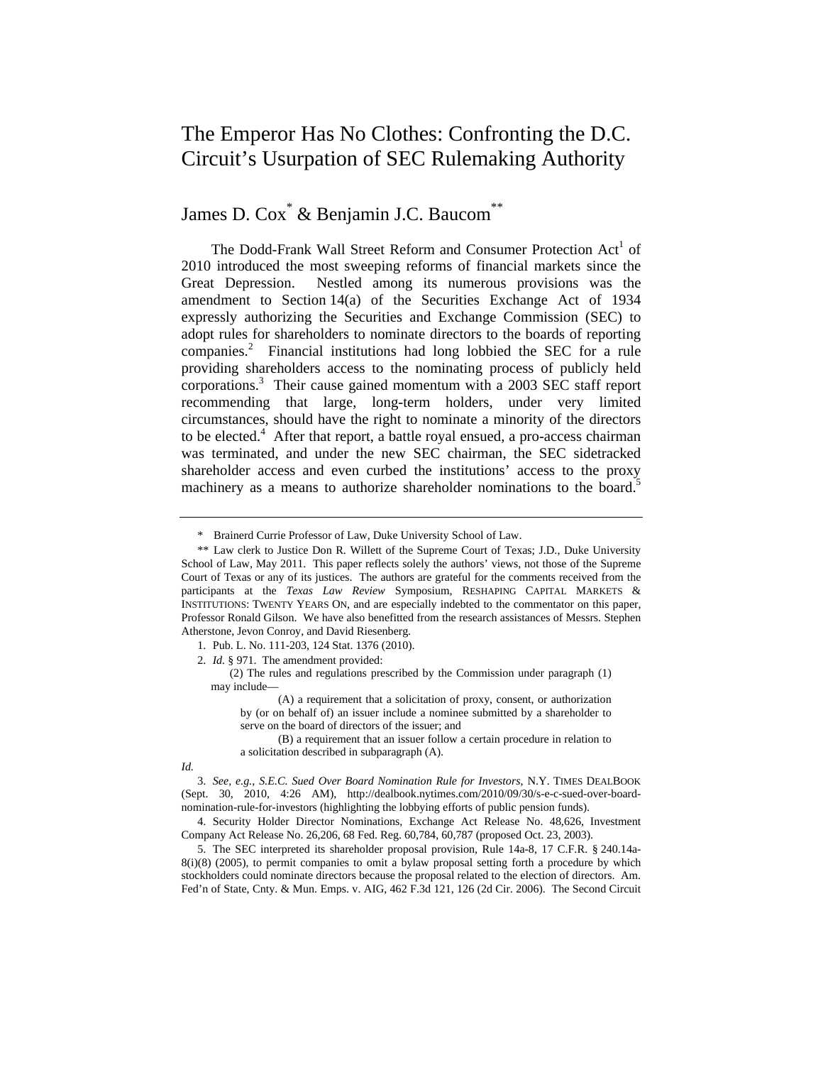# The Emperor Has No Clothes: Confronting the D.C. Circuit's Usurpation of SEC Rulemaking Authority

James D. Cox[*] & Benjamin J.C. Baucom[**]

The Dodd-Frank Wall Street Reform and Consumer Protection Act[1] of 2010 introduced the most sweeping reforms of financial markets since the Great Depression. Nestled among its numerous provisions was the amendment to Section 14(a) of the Securities Exchange Act of 1934 expressly authorizing the Securities and Exchange Commission (SEC) to adopt rules for shareholders to nominate directors to the boards of reporting companies.[2] Financial institutions had long lobbied the SEC for a rule providing shareholders access to the nominating process of publicly held corporations.[3] Their cause gained momentum with a 2003 SEC staff report recommending that large, long-term holders, under very limited circumstances, should have the right to nominate a minority of the directors to be elected.[4] After that report, a battle royal ensued, a pro-access chairman was terminated, and under the new SEC chairman, the SEC sidetracked shareholder access and even curbed the institutions' access to the proxy machinery as a means to authorize shareholder nominations to the board.[5]

---

\* Brainerd Currie Professor of Law, Duke University School of Law.

\*\* Law clerk to Justice Don R. Willett of the Supreme Court of Texas; J.D., Duke University School of Law, May 2011. This paper reflects solely the authors' views, not those of the Supreme Court of Texas or any of its justices. The authors are grateful for the comments received from the participants at the *Texas Law Review* Symposium, RESHAPING CAPITAL MARKETS & INSTITUTIONS: TWENTY YEARS ON, and are especially indebted to the commentator on this paper, Professor Ronald Gilson. We have also benefitted from the research assistances of Messrs. Stephen Atherstone, Jevon Conroy, and David Riesenberg.

1. Pub. L. No. 111-203, 124 Stat. 1376 (2010).

2. *Id.* § 971. The amendment provided:

> (2) The rules and regulations prescribed by the Commission under paragraph (1) may include—
>
> (A) a requirement that a solicitation of proxy, consent, or authorization by (or on behalf of) an issuer include a nominee submitted by a shareholder to serve on the board of directors of the issuer; and
>
> (B) a requirement that an issuer follow a certain procedure in relation to a solicitation described in subparagraph (A).

*Id.*

3. *See, e.g.*, *S.E.C. Sued Over Board Nomination Rule for Investors*, N.Y. TIMES DEALBOOK (Sept. 30, 2010, 4:26 AM), http://dealbook.nytimes.com/2010/09/30/s-e-c-sued-over-board-nomination-rule-for-investors (highlighting the lobbying efforts of public pension funds).

4. Security Holder Director Nominations, Exchange Act Release No. 48,626, Investment Company Act Release No. 26,206, 68 Fed. Reg. 60,784, 60,787 (proposed Oct. 23, 2003).

5. The SEC interpreted its shareholder proposal provision, Rule 14a-8, 17 C.F.R. § 240.14a-8(i)(8) (2005), to permit companies to omit a bylaw proposal setting forth a procedure by which stockholders could nominate directors because the proposal related to the election of directors. Am. Fed'n of State, Cnty. & Mun. Emps. v. AIG, 462 F.3d 121, 126 (2d Cir. 2006). The Second Circuit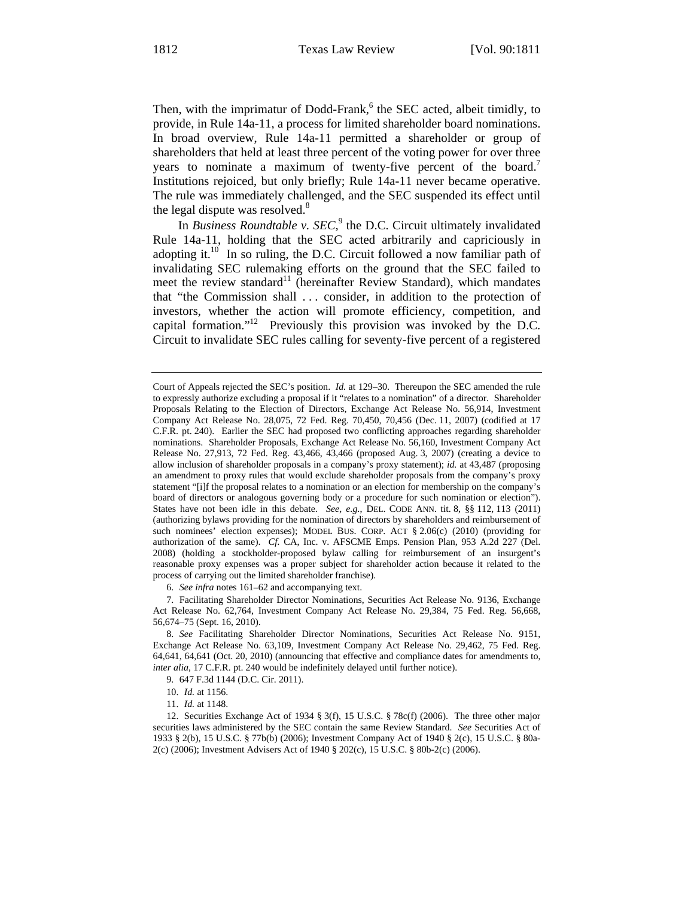Then, with the imprimatur of Dodd-Frank,[6] the SEC acted, albeit timidly, to provide, in Rule 14a-11, a process for limited shareholder board nominations. In broad overview, Rule 14a-11 permitted a shareholder or group of shareholders that held at least three percent of the voting power for over three years to nominate a maximum of twenty-five percent of the board.[7] Institutions rejoiced, but only briefly; Rule 14a-11 never became operative. The rule was immediately challenged, and the SEC suspended its effect until the legal dispute was resolved.[8]

In *Business Roundtable v. SEC*,[9] the D.C. Circuit ultimately invalidated Rule 14a-11, holding that the SEC acted arbitrarily and capriciously in adopting it.[10] In so ruling, the D.C. Circuit followed a now familiar path of invalidating SEC rulemaking efforts on the ground that the SEC failed to meet the review standard[11] (hereinafter Review Standard), which mandates that "the Commission shall . . . consider, in addition to the protection of investors, whether the action will promote efficiency, competition, and capital formation."[12] Previously this provision was invoked by the D.C. Circuit to invalidate SEC rules calling for seventy-five percent of a registered

---

Court of Appeals rejected the SEC's position. *Id.* at 129–30. Thereupon the SEC amended the rule to expressly authorize excluding a proposal if it "relates to a nomination" of a director. Shareholder Proposals Relating to the Election of Directors, Exchange Act Release No. 56,914, Investment Company Act Release No. 28,075, 72 Fed. Reg. 70,450, 70,456 (Dec. 11, 2007) (codified at 17 C.F.R. pt. 240). Earlier the SEC had proposed two conflicting approaches regarding shareholder nominations. Shareholder Proposals, Exchange Act Release No. 56,160, Investment Company Act Release No. 27,913, 72 Fed. Reg. 43,466, 43,466 (proposed Aug. 3, 2007) (creating a device to allow inclusion of shareholder proposals in a company's proxy statement); *id.* at 43,487 (proposing an amendment to proxy rules that would exclude shareholder proposals from the company's proxy statement "[i]f the proposal relates to a nomination or an election for membership on the company's board of directors or analogous governing body or a procedure for such nomination or election"). States have not been idle in this debate. *See, e.g.*, DEL. CODE ANN. tit. 8, §§ 112, 113 (2011) (authorizing bylaws providing for the nomination of directors by shareholders and reimbursement of such nominees' election expenses); MODEL BUS. CORP. ACT § 2.06(c) (2010) (providing for authorization of the same). *Cf.* CA, Inc. v. AFSCME Emps. Pension Plan, 953 A.2d 227 (Del. 2008) (holding a stockholder-proposed bylaw calling for reimbursement of an insurgent's reasonable proxy expenses was a proper subject for shareholder action because it related to the process of carrying out the limited shareholder franchise).

6. *See infra* notes 161–62 and accompanying text.

7. Facilitating Shareholder Director Nominations, Securities Act Release No. 9136, Exchange Act Release No. 62,764, Investment Company Act Release No. 29,384, 75 Fed. Reg. 56,668, 56,674–75 (Sept. 16, 2010).

8. *See* Facilitating Shareholder Director Nominations, Securities Act Release No. 9151, Exchange Act Release No. 63,109, Investment Company Act Release No. 29,462, 75 Fed. Reg. 64,641, 64,641 (Oct. 20, 2010) (announcing that effective and compliance dates for amendments to, *inter alia*, 17 C.F.R. pt. 240 would be indefinitely delayed until further notice).

9. 647 F.3d 1144 (D.C. Cir. 2011).

10. *Id.* at 1156.

11. *Id.* at 1148.

12. Securities Exchange Act of 1934 § 3(f), 15 U.S.C. § 78c(f) (2006). The three other major securities laws administered by the SEC contain the same Review Standard. *See* Securities Act of 1933 § 2(b), 15 U.S.C. § 77b(b) (2006); Investment Company Act of 1940 § 2(c), 15 U.S.C. § 80a-2(c) (2006); Investment Advisers Act of 1940 § 202(c), 15 U.S.C. § 80b-2(c) (2006).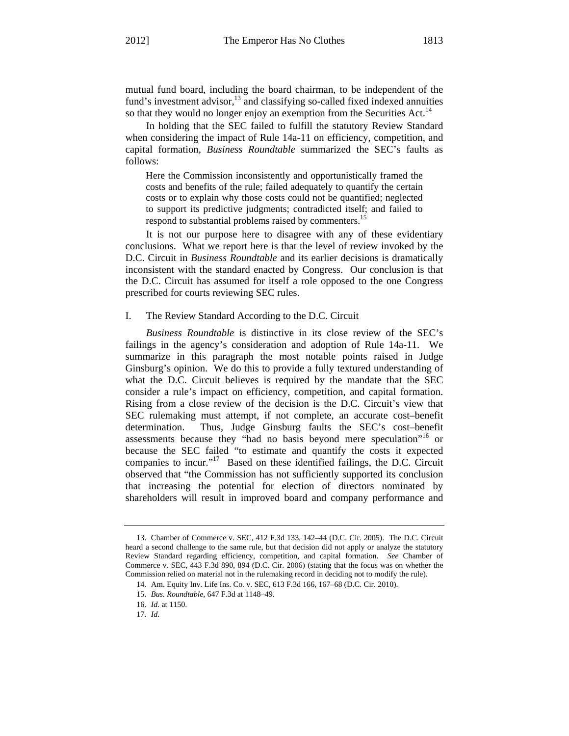mutual fund board, including the board chairman, to be independent of the fund's investment advisor,[13] and classifying so-called fixed indexed annuities so that they would no longer enjoy an exemption from the Securities Act.[14]

In holding that the SEC failed to fulfill the statutory Review Standard when considering the impact of Rule 14a-11 on efficiency, competition, and capital formation, *Business Roundtable* summarized the SEC's faults as follows:

> Here the Commission inconsistently and opportunistically framed the costs and benefits of the rule; failed adequately to quantify the certain costs or to explain why those costs could not be quantified; neglected to support its predictive judgments; contradicted itself; and failed to respond to substantial problems raised by commenters.[15]

It is not our purpose here to disagree with any of these evidentiary conclusions. What we report here is that the level of review invoked by the D.C. Circuit in *Business Roundtable* and its earlier decisions is dramatically inconsistent with the standard enacted by Congress. Our conclusion is that the D.C. Circuit has assumed for itself a role opposed to the one Congress prescribed for courts reviewing SEC rules.

## I. The Review Standard According to the D.C. Circuit

*Business Roundtable* is distinctive in its close review of the SEC's failings in the agency's consideration and adoption of Rule 14a-11. We summarize in this paragraph the most notable points raised in Judge Ginsburg's opinion. We do this to provide a fully textured understanding of what the D.C. Circuit believes is required by the mandate that the SEC consider a rule's impact on efficiency, competition, and capital formation. Rising from a close review of the decision is the D.C. Circuit's view that SEC rulemaking must attempt, if not complete, an accurate cost–benefit determination. Thus, Judge Ginsburg faults the SEC's cost–benefit assessments because they "had no basis beyond mere speculation"[16] or because the SEC failed "to estimate and quantify the costs it expected companies to incur."[17] Based on these identified failings, the D.C. Circuit observed that "the Commission has not sufficiently supported its conclusion that increasing the potential for election of directors nominated by shareholders will result in improved board and company performance and

---

13. Chamber of Commerce v. SEC, 412 F.3d 133, 142–44 (D.C. Cir. 2005). The D.C. Circuit heard a second challenge to the same rule, but that decision did not apply or analyze the statutory Review Standard regarding efficiency, competition, and capital formation. *See* Chamber of Commerce v. SEC, 443 F.3d 890, 894 (D.C. Cir. 2006) (stating that the focus was on whether the Commission relied on material not in the rulemaking record in deciding not to modify the rule).

14. Am. Equity Inv. Life Ins. Co. v. SEC, 613 F.3d 166, 167–68 (D.C. Cir. 2010).

15. *Bus. Roundtable*, 647 F.3d at 1148–49.

16. *Id.* at 1150.

17. *Id.*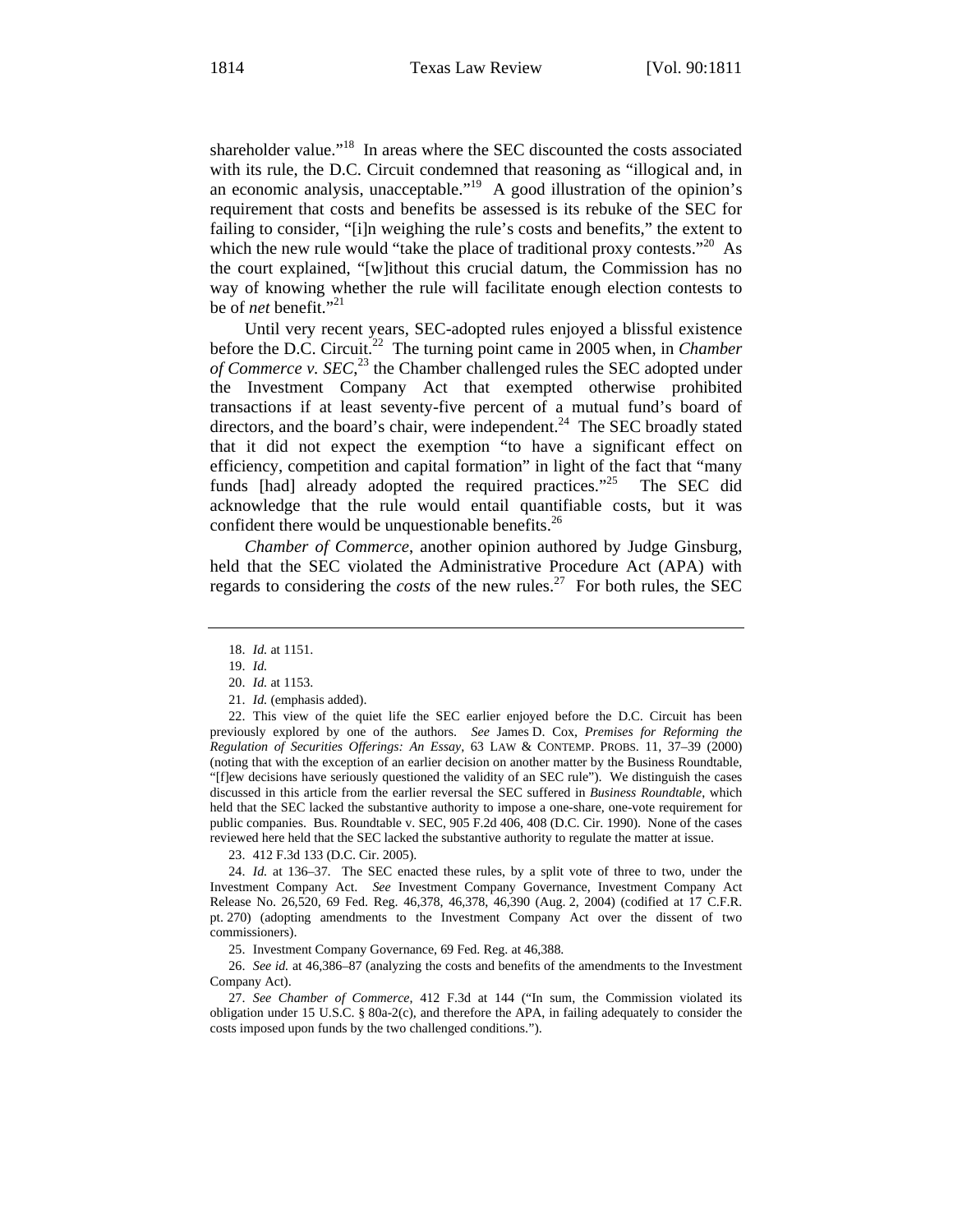shareholder value."[18] In areas where the SEC discounted the costs associated with its rule, the D.C. Circuit condemned that reasoning as "illogical and, in an economic analysis, unacceptable."[19] A good illustration of the opinion's requirement that costs and benefits be assessed is its rebuke of the SEC for failing to consider, "[i]n weighing the rule's costs and benefits," the extent to which the new rule would "take the place of traditional proxy contests."[20] As the court explained, "[w]ithout this crucial datum, the Commission has no way of knowing whether the rule will facilitate enough election contests to be of *net* benefit."[21]

Until very recent years, SEC-adopted rules enjoyed a blissful existence before the D.C. Circuit.[22] The turning point came in 2005 when, in *Chamber of Commerce v. SEC*,[23] the Chamber challenged rules the SEC adopted under the Investment Company Act that exempted otherwise prohibited transactions if at least seventy-five percent of a mutual fund's board of directors, and the board's chair, were independent.[24] The SEC broadly stated that it did not expect the exemption "to have a significant effect on efficiency, competition and capital formation" in light of the fact that "many funds [had] already adopted the required practices."[25] The SEC did acknowledge that the rule would entail quantifiable costs, but it was confident there would be unquestionable benefits.[26]

*Chamber of Commerce*, another opinion authored by Judge Ginsburg, held that the SEC violated the Administrative Procedure Act (APA) with regards to considering the *costs* of the new rules.[27] For both rules, the SEC

---

18. *Id.* at 1151.

19. *Id.*

20. *Id.* at 1153.

21. *Id.* (emphasis added).

22. This view of the quiet life the SEC earlier enjoyed before the D.C. Circuit has been previously explored by one of the authors. *See* James D. Cox, *Premises for Reforming the Regulation of Securities Offerings: An Essay*, 63 LAW & CONTEMP. PROBS. 11, 37–39 (2000) (noting that with the exception of an earlier decision on another matter by the Business Roundtable, "[f]ew decisions have seriously questioned the validity of an SEC rule"). We distinguish the cases discussed in this article from the earlier reversal the SEC suffered in *Business Roundtable*, which held that the SEC lacked the substantive authority to impose a one-share, one-vote requirement for public companies. Bus. Roundtable v. SEC, 905 F.2d 406, 408 (D.C. Cir. 1990). None of the cases reviewed here held that the SEC lacked the substantive authority to regulate the matter at issue.

23. 412 F.3d 133 (D.C. Cir. 2005).

24. *Id.* at 136–37. The SEC enacted these rules, by a split vote of three to two, under the Investment Company Act. *See* Investment Company Governance, Investment Company Act Release No. 26,520, 69 Fed. Reg. 46,378, 46,378, 46,390 (Aug. 2, 2004) (codified at 17 C.F.R. pt. 270) (adopting amendments to the Investment Company Act over the dissent of two commissioners).

25. Investment Company Governance, 69 Fed. Reg. at 46,388.

26. *See id.* at 46,386–87 (analyzing the costs and benefits of the amendments to the Investment Company Act).

27. *See Chamber of Commerce*, 412 F.3d at 144 ("In sum, the Commission violated its obligation under 15 U.S.C. § 80a-2(c), and therefore the APA, in failing adequately to consider the costs imposed upon funds by the two challenged conditions.").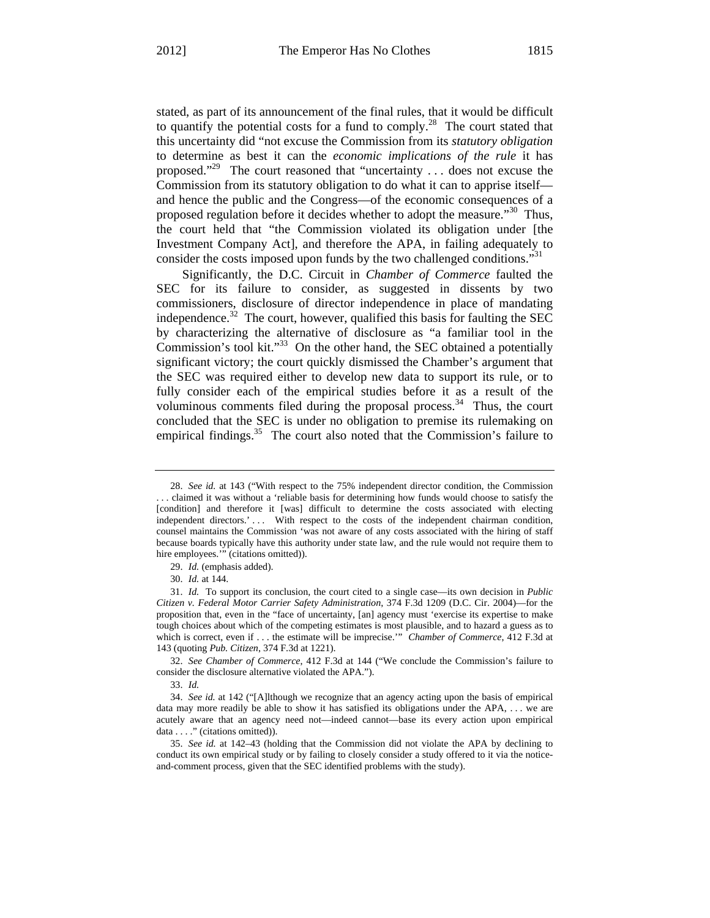stated, as part of its announcement of the final rules, that it would be difficult to quantify the potential costs for a fund to comply.[28] The court stated that this uncertainty did "not excuse the Commission from its *statutory obligation* to determine as best it can the *economic implications of the rule* it has proposed."[29] The court reasoned that "uncertainty . . . does not excuse the Commission from its statutory obligation to do what it can to apprise itself—and hence the public and the Congress—of the economic consequences of a proposed regulation before it decides whether to adopt the measure."[30] Thus, the court held that "the Commission violated its obligation under [the Investment Company Act], and therefore the APA, in failing adequately to consider the costs imposed upon funds by the two challenged conditions."[31]

Significantly, the D.C. Circuit in *Chamber of Commerce* faulted the SEC for its failure to consider, as suggested in dissents by two commissioners, disclosure of director independence in place of mandating independence.[32] The court, however, qualified this basis for faulting the SEC by characterizing the alternative of disclosure as "a familiar tool in the Commission's tool kit."[33] On the other hand, the SEC obtained a potentially significant victory; the court quickly dismissed the Chamber's argument that the SEC was required either to develop new data to support its rule, or to fully consider each of the empirical studies before it as a result of the voluminous comments filed during the proposal process.[34] Thus, the court concluded that the SEC is under no obligation to premise its rulemaking on empirical findings.[35] The court also noted that the Commission's failure to

---

28. *See id.* at 143 ("With respect to the 75% independent director condition, the Commission . . . claimed it was without a 'reliable basis for determining how funds would choose to satisfy the [condition] and therefore it [was] difficult to determine the costs associated with electing independent directors.' . . . With respect to the costs of the independent chairman condition, counsel maintains the Commission 'was not aware of any costs associated with the hiring of staff because boards typically have this authority under state law, and the rule would not require them to hire employees.'" (citations omitted)).

29. *Id.* (emphasis added).

30. *Id.* at 144.

31. *Id.* To support its conclusion, the court cited to a single case—its own decision in *Public Citizen v. Federal Motor Carrier Safety Administration*, 374 F.3d 1209 (D.C. Cir. 2004)—for the proposition that, even in the "face of uncertainty, [an] agency must 'exercise its expertise to make tough choices about which of the competing estimates is most plausible, and to hazard a guess as to which is correct, even if . . . the estimate will be imprecise.'" *Chamber of Commerce*, 412 F.3d at 143 (quoting *Pub. Citizen*, 374 F.3d at 1221).

32. *See Chamber of Commerce*, 412 F.3d at 144 ("We conclude the Commission's failure to consider the disclosure alternative violated the APA.").

33. *Id.*

34. *See id.* at 142 ("[A]lthough we recognize that an agency acting upon the basis of empirical data may more readily be able to show it has satisfied its obligations under the APA, . . . we are acutely aware that an agency need not—indeed cannot—base its every action upon empirical data . . . ." (citations omitted)).

35. *See id.* at 142–43 (holding that the Commission did not violate the APA by declining to conduct its own empirical study or by failing to closely consider a study offered to it via the notice-and-comment process, given that the SEC identified problems with the study).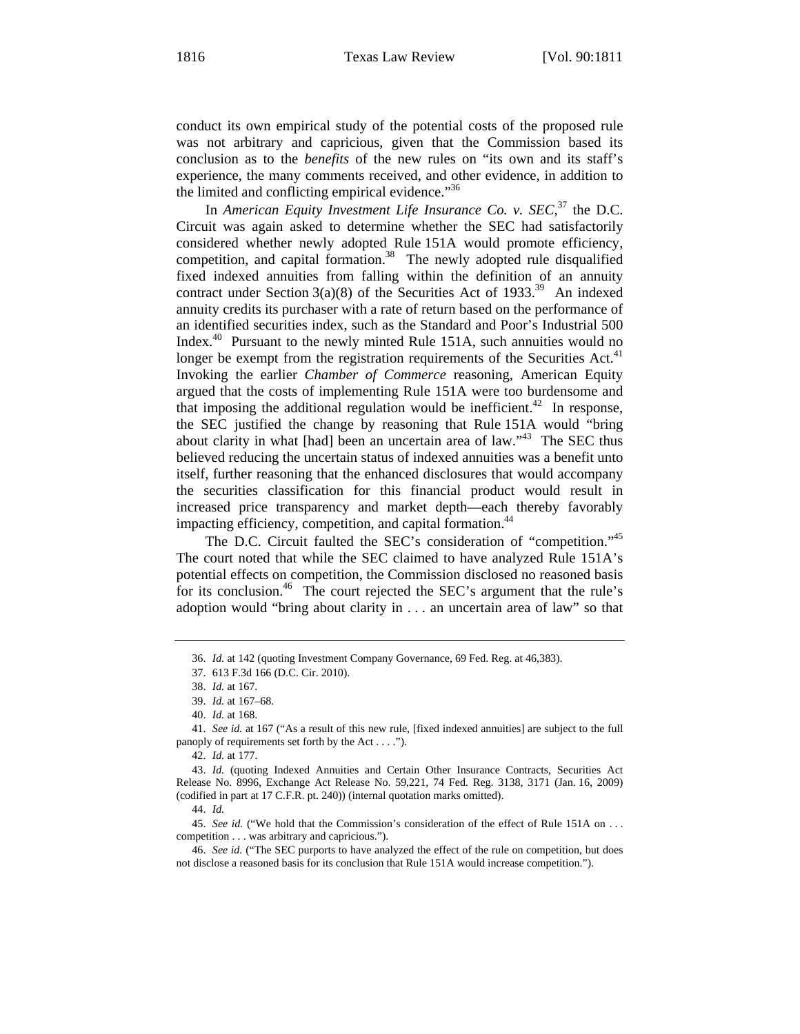conduct its own empirical study of the potential costs of the proposed rule was not arbitrary and capricious, given that the Commission based its conclusion as to the *benefits* of the new rules on "its own and its staff's experience, the many comments received, and other evidence, in addition to the limited and conflicting empirical evidence."[36]

In *American Equity Investment Life Insurance Co. v. SEC*,[37] the D.C. Circuit was again asked to determine whether the SEC had satisfactorily considered whether newly adopted Rule 151A would promote efficiency, competition, and capital formation.[38] The newly adopted rule disqualified fixed indexed annuities from falling within the definition of an annuity contract under Section 3(a)(8) of the Securities Act of 1933.[39] An indexed annuity credits its purchaser with a rate of return based on the performance of an identified securities index, such as the Standard and Poor's Industrial 500 Index.[40] Pursuant to the newly minted Rule 151A, such annuities would no longer be exempt from the registration requirements of the Securities Act.[41] Invoking the earlier *Chamber of Commerce* reasoning, American Equity argued that the costs of implementing Rule 151A were too burdensome and that imposing the additional regulation would be inefficient.[42] In response, the SEC justified the change by reasoning that Rule 151A would "bring about clarity in what [had] been an uncertain area of law."[43] The SEC thus believed reducing the uncertain status of indexed annuities was a benefit unto itself, further reasoning that the enhanced disclosures that would accompany the securities classification for this financial product would result in increased price transparency and market depth—each thereby favorably impacting efficiency, competition, and capital formation.[44]

The D.C. Circuit faulted the SEC's consideration of "competition."[45] The court noted that while the SEC claimed to have analyzed Rule 151A's potential effects on competition, the Commission disclosed no reasoned basis for its conclusion.[46] The court rejected the SEC's argument that the rule's adoption would "bring about clarity in . . . an uncertain area of law" so that

---

36. *Id.* at 142 (quoting Investment Company Governance, 69 Fed. Reg. at 46,383).

37. 613 F.3d 166 (D.C. Cir. 2010).

38. *Id.* at 167.

39. *Id.* at 167–68.

40. *Id.* at 168.

41. *See id.* at 167 ("As a result of this new rule, [fixed indexed annuities] are subject to the full panoply of requirements set forth by the Act . . . .").

42. *Id.* at 177.

43. *Id.* (quoting Indexed Annuities and Certain Other Insurance Contracts, Securities Act Release No. 8996, Exchange Act Release No. 59,221, 74 Fed. Reg. 3138, 3171 (Jan. 16, 2009) (codified in part at 17 C.F.R. pt. 240)) (internal quotation marks omitted).

44. *Id.*

45. *See id.* ("We hold that the Commission's consideration of the effect of Rule 151A on . . . competition . . . was arbitrary and capricious.").

46. *See id.* ("The SEC purports to have analyzed the effect of the rule on competition, but does not disclose a reasoned basis for its conclusion that Rule 151A would increase competition.").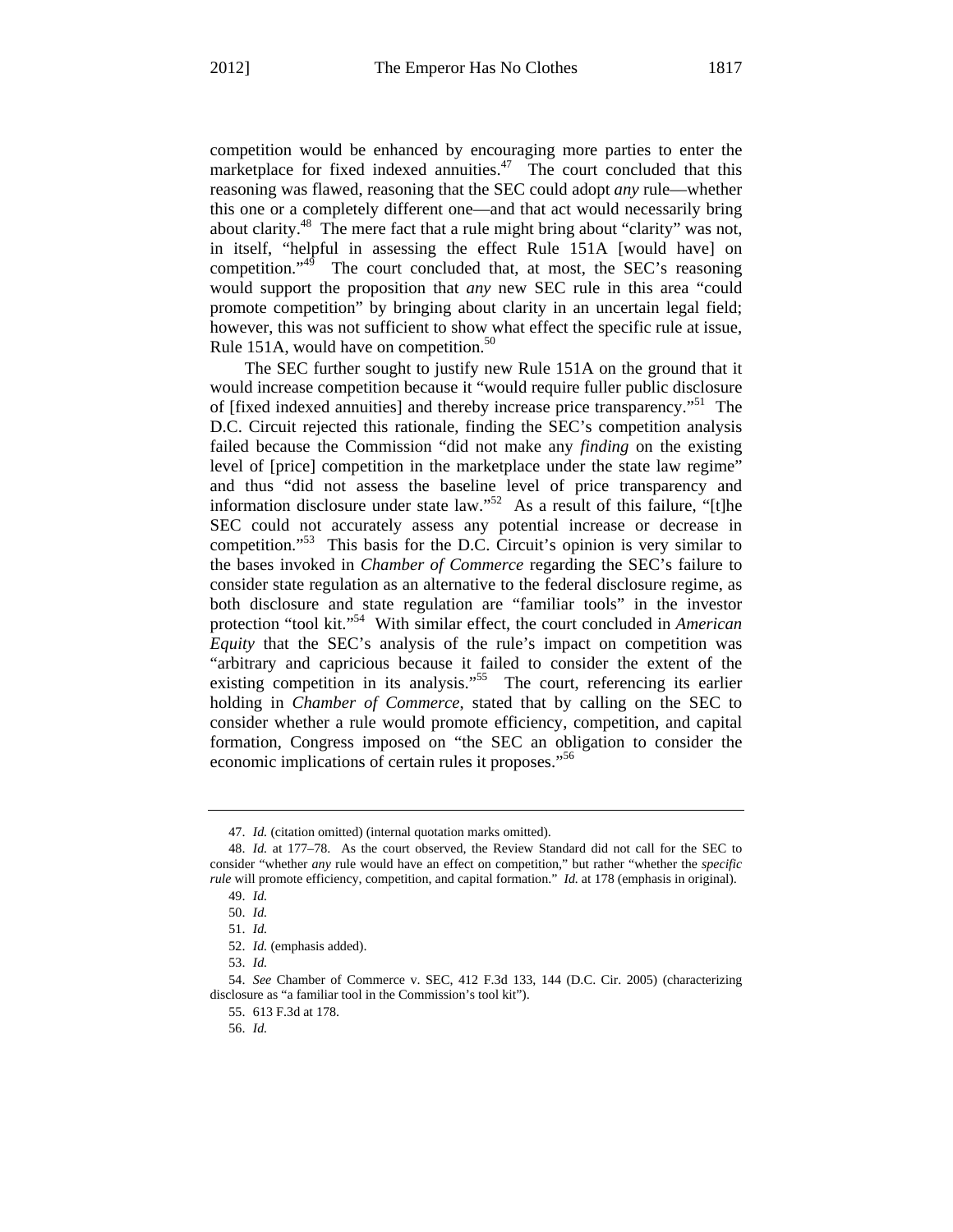competition would be enhanced by encouraging more parties to enter the marketplace for fixed indexed annuities.[47] The court concluded that this reasoning was flawed, reasoning that the SEC could adopt *any* rule—whether this one or a completely different one—and that act would necessarily bring about clarity.[48] The mere fact that a rule might bring about "clarity" was not, in itself, "helpful in assessing the effect Rule 151A [would have] on competition."[49] The court concluded that, at most, the SEC's reasoning would support the proposition that *any* new SEC rule in this area "could promote competition" by bringing about clarity in an uncertain legal field; however, this was not sufficient to show what effect the specific rule at issue, Rule 151A, would have on competition.[50]

The SEC further sought to justify new Rule 151A on the ground that it would increase competition because it "would require fuller public disclosure of [fixed indexed annuities] and thereby increase price transparency."[51] The D.C. Circuit rejected this rationale, finding the SEC's competition analysis failed because the Commission "did not make any *finding* on the existing level of [price] competition in the marketplace under the state law regime" and thus "did not assess the baseline level of price transparency and information disclosure under state law."[52] As a result of this failure, "[t]he SEC could not accurately assess any potential increase or decrease in competition."[53] This basis for the D.C. Circuit's opinion is very similar to the bases invoked in *Chamber of Commerce* regarding the SEC's failure to consider state regulation as an alternative to the federal disclosure regime, as both disclosure and state regulation are "familiar tools" in the investor protection "tool kit."[54] With similar effect, the court concluded in *American Equity* that the SEC's analysis of the rule's impact on competition was "arbitrary and capricious because it failed to consider the extent of the existing competition in its analysis."[55] The court, referencing its earlier holding in *Chamber of Commerce*, stated that by calling on the SEC to consider whether a rule would promote efficiency, competition, and capital formation, Congress imposed on "the SEC an obligation to consider the economic implications of certain rules it proposes."[56]

---

47. *Id.* (citation omitted) (internal quotation marks omitted).

48. *Id.* at 177–78. As the court observed, the Review Standard did not call for the SEC to consider "whether *any* rule would have an effect on competition," but rather "whether the *specific rule* will promote efficiency, competition, and capital formation." *Id.* at 178 (emphasis in original).

49. *Id.*

50. *Id.*

51. *Id.*

52. *Id.* (emphasis added).

53. *Id.*

54. *See* Chamber of Commerce v. SEC, 412 F.3d 133, 144 (D.C. Cir. 2005) (characterizing disclosure as "a familiar tool in the Commission's tool kit").

55. 613 F.3d at 178.

56. *Id.*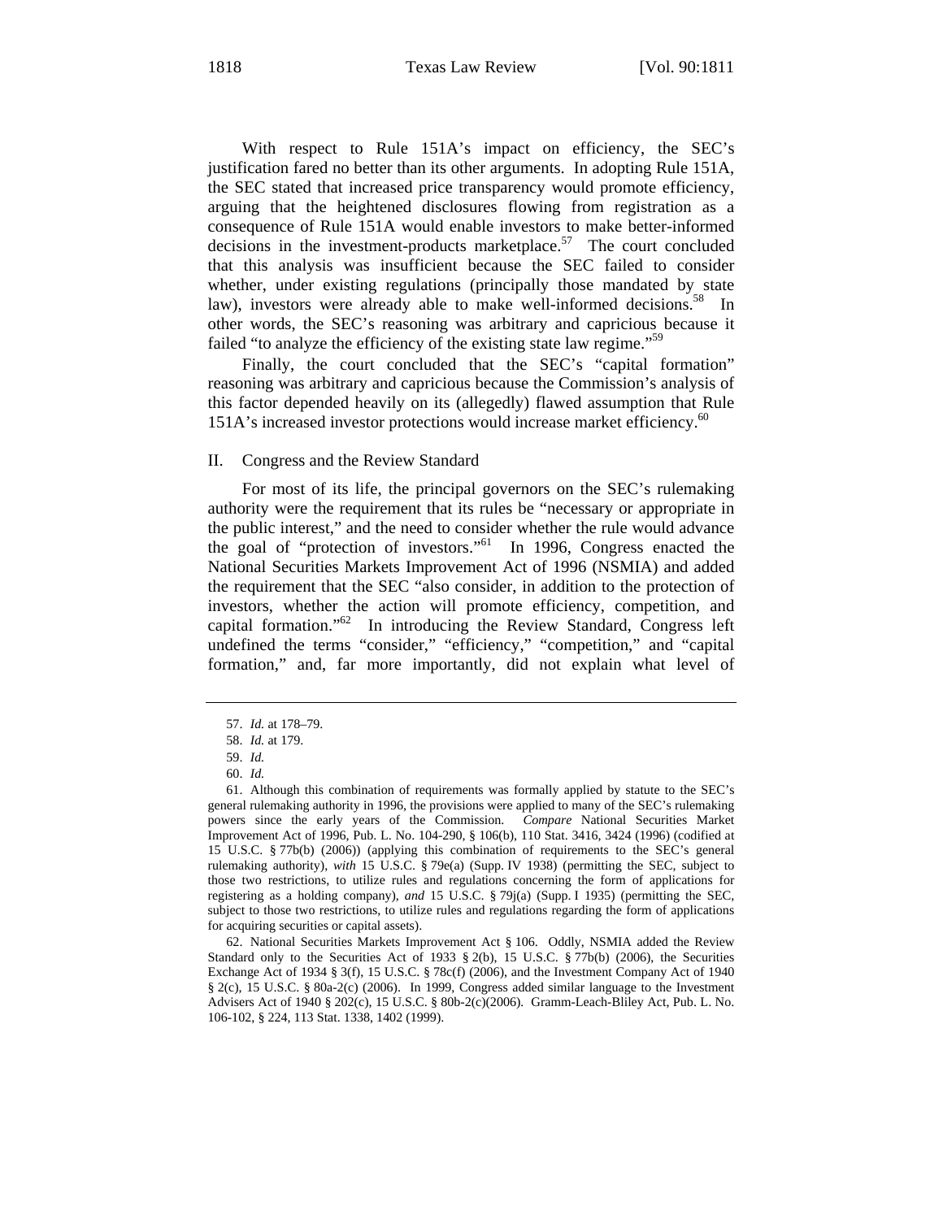With respect to Rule 151A's impact on efficiency, the SEC's justification fared no better than its other arguments. In adopting Rule 151A, the SEC stated that increased price transparency would promote efficiency, arguing that the heightened disclosures flowing from registration as a consequence of Rule 151A would enable investors to make better-informed decisions in the investment-products marketplace.[57] The court concluded that this analysis was insufficient because the SEC failed to consider whether, under existing regulations (principally those mandated by state law), investors were already able to make well-informed decisions.[58] In other words, the SEC's reasoning was arbitrary and capricious because it failed "to analyze the efficiency of the existing state law regime."[59]

Finally, the court concluded that the SEC's "capital formation" reasoning was arbitrary and capricious because the Commission's analysis of this factor depended heavily on its (allegedly) flawed assumption that Rule 151A's increased investor protections would increase market efficiency.[60]

## II. Congress and the Review Standard

For most of its life, the principal governors on the SEC's rulemaking authority were the requirement that its rules be "necessary or appropriate in the public interest," and the need to consider whether the rule would advance the goal of "protection of investors."[61] In 1996, Congress enacted the National Securities Markets Improvement Act of 1996 (NSMIA) and added the requirement that the SEC "also consider, in addition to the protection of investors, whether the action will promote efficiency, competition, and capital formation."[62] In introducing the Review Standard, Congress left undefined the terms "consider," "efficiency," "competition," and "capital formation," and, far more importantly, did not explain what level of

---

57. *Id.* at 178–79.

58. *Id.* at 179.

59. *Id.*

60. *Id.*

61. Although this combination of requirements was formally applied by statute to the SEC's general rulemaking authority in 1996, the provisions were applied to many of the SEC's rulemaking powers since the early years of the Commission. *Compare* National Securities Market Improvement Act of 1996, Pub. L. No. 104-290, § 106(b), 110 Stat. 3416, 3424 (1996) (codified at 15 U.S.C. § 77b(b) (2006)) (applying this combination of requirements to the SEC's general rulemaking authority), *with* 15 U.S.C. § 79e(a) (Supp. IV 1938) (permitting the SEC, subject to those two restrictions, to utilize rules and regulations concerning the form of applications for registering as a holding company), *and* 15 U.S.C. § 79j(a) (Supp. I 1935) (permitting the SEC, subject to those two restrictions, to utilize rules and regulations regarding the form of applications for acquiring securities or capital assets).

62. National Securities Markets Improvement Act § 106. Oddly, NSMIA added the Review Standard only to the Securities Act of 1933 § 2(b), 15 U.S.C. § 77b(b) (2006), the Securities Exchange Act of 1934 § 3(f), 15 U.S.C. § 78c(f) (2006), and the Investment Company Act of 1940 § 2(c), 15 U.S.C. § 80a-2(c) (2006). In 1999, Congress added similar language to the Investment Advisers Act of 1940 § 202(c), 15 U.S.C. § 80b-2(c)(2006). Gramm-Leach-Bliley Act, Pub. L. No. 106-102, § 224, 113 Stat. 1338, 1402 (1999).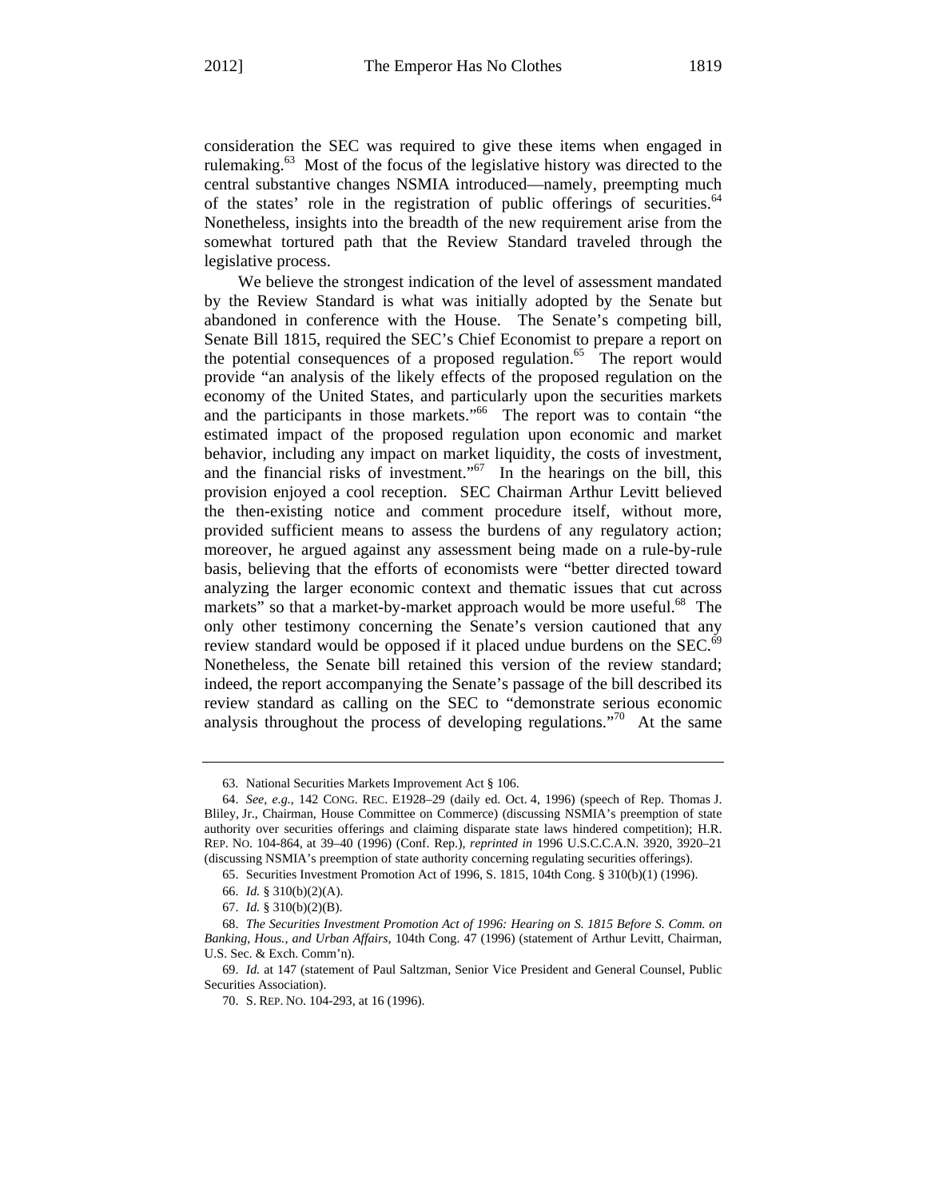consideration the SEC was required to give these items when engaged in rulemaking.[63] Most of the focus of the legislative history was directed to the central substantive changes NSMIA introduced—namely, preempting much of the states' role in the registration of public offerings of securities.[64] Nonetheless, insights into the breadth of the new requirement arise from the somewhat tortured path that the Review Standard traveled through the legislative process.

We believe the strongest indication of the level of assessment mandated by the Review Standard is what was initially adopted by the Senate but abandoned in conference with the House. The Senate's competing bill, Senate Bill 1815, required the SEC's Chief Economist to prepare a report on the potential consequences of a proposed regulation.[65] The report would provide "an analysis of the likely effects of the proposed regulation on the economy of the United States, and particularly upon the securities markets and the participants in those markets."[66] The report was to contain "the estimated impact of the proposed regulation upon economic and market behavior, including any impact on market liquidity, the costs of investment, and the financial risks of investment."[67] In the hearings on the bill, this provision enjoyed a cool reception. SEC Chairman Arthur Levitt believed the then-existing notice and comment procedure itself, without more, provided sufficient means to assess the burdens of any regulatory action; moreover, he argued against any assessment being made on a rule-by-rule basis, believing that the efforts of economists were "better directed toward analyzing the larger economic context and thematic issues that cut across markets" so that a market-by-market approach would be more useful.[68] The only other testimony concerning the Senate's version cautioned that any review standard would be opposed if it placed undue burdens on the SEC.[69] Nonetheless, the Senate bill retained this version of the review standard; indeed, the report accompanying the Senate's passage of the bill described its review standard as calling on the SEC to "demonstrate serious economic analysis throughout the process of developing regulations."[70] At the same

---

63. National Securities Markets Improvement Act § 106.

64. *See, e.g.*, 142 CONG. REC. E1928–29 (daily ed. Oct. 4, 1996) (speech of Rep. Thomas J. Bliley, Jr., Chairman, House Committee on Commerce) (discussing NSMIA's preemption of state authority over securities offerings and claiming disparate state laws hindered competition); H.R. REP. NO. 104-864, at 39–40 (1996) (Conf. Rep.), *reprinted in* 1996 U.S.C.C.A.N. 3920, 3920–21 (discussing NSMIA's preemption of state authority concerning regulating securities offerings).

65. Securities Investment Promotion Act of 1996, S. 1815, 104th Cong. § 310(b)(1) (1996).

66. *Id.* § 310(b)(2)(A).

67. *Id.* § 310(b)(2)(B).

68. *The Securities Investment Promotion Act of 1996: Hearing on S. 1815 Before S. Comm. on Banking, Hous., and Urban Affairs*, 104th Cong. 47 (1996) (statement of Arthur Levitt, Chairman, U.S. Sec. & Exch. Comm'n).

69. *Id.* at 147 (statement of Paul Saltzman, Senior Vice President and General Counsel, Public Securities Association).

70. S. REP. NO. 104-293, at 16 (1996).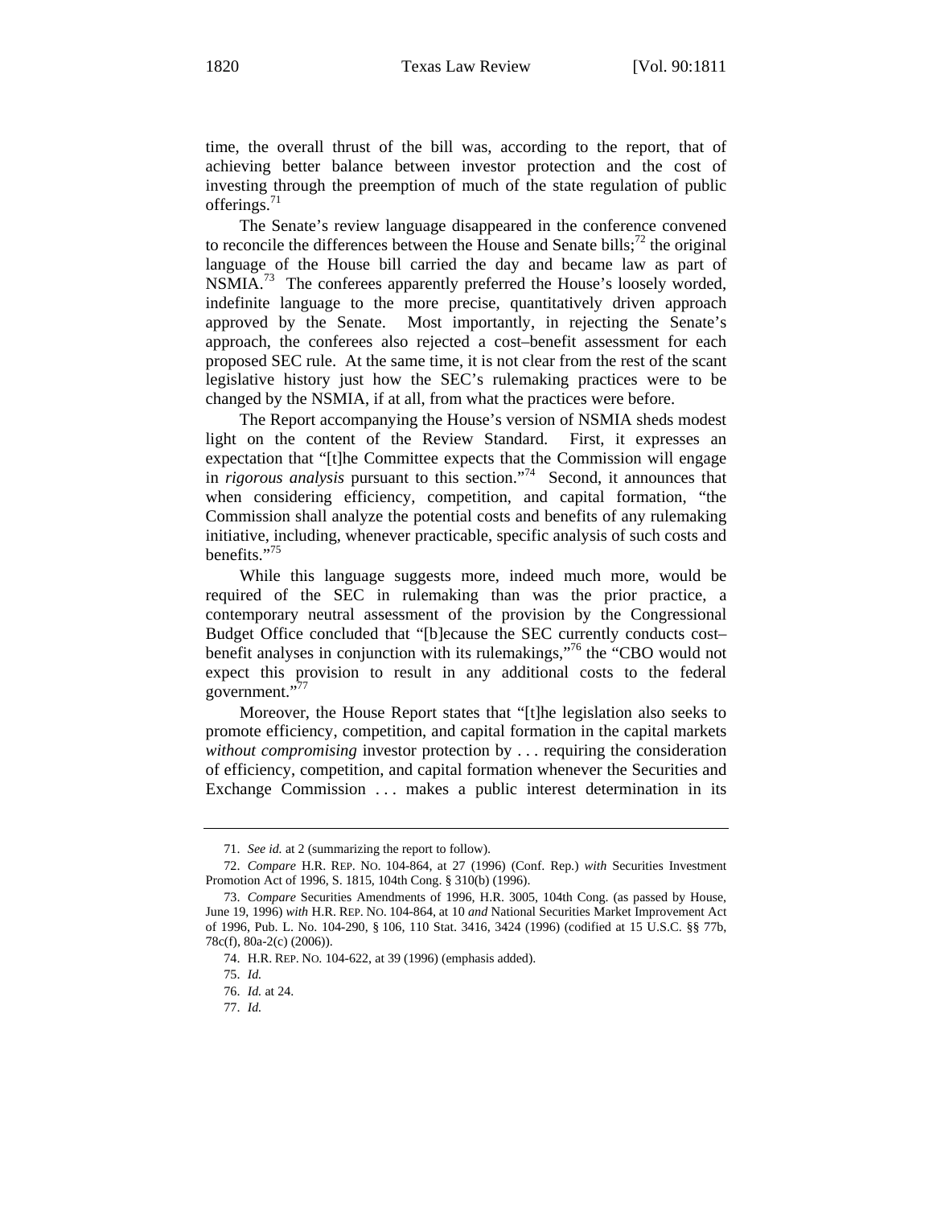time, the overall thrust of the bill was, according to the report, that of achieving better balance between investor protection and the cost of investing through the preemption of much of the state regulation of public offerings.[71]

The Senate's review language disappeared in the conference convened to reconcile the differences between the House and Senate bills;[72] the original language of the House bill carried the day and became law as part of NSMIA.[73] The conferees apparently preferred the House's loosely worded, indefinite language to the more precise, quantitatively driven approach approved by the Senate. Most importantly, in rejecting the Senate's approach, the conferees also rejected a cost–benefit assessment for each proposed SEC rule. At the same time, it is not clear from the rest of the scant legislative history just how the SEC's rulemaking practices were to be changed by the NSMIA, if at all, from what the practices were before.

The Report accompanying the House's version of NSMIA sheds modest light on the content of the Review Standard. First, it expresses an expectation that "[t]he Committee expects that the Commission will engage in *rigorous analysis* pursuant to this section."[74] Second, it announces that when considering efficiency, competition, and capital formation, "the Commission shall analyze the potential costs and benefits of any rulemaking initiative, including, whenever practicable, specific analysis of such costs and benefits."[75]

While this language suggests more, indeed much more, would be required of the SEC in rulemaking than was the prior practice, a contemporary neutral assessment of the provision by the Congressional Budget Office concluded that "[b]ecause the SEC currently conducts cost–benefit analyses in conjunction with its rulemakings,"[76] the "CBO would not expect this provision to result in any additional costs to the federal government."[77]

Moreover, the House Report states that "[t]he legislation also seeks to promote efficiency, competition, and capital formation in the capital markets *without compromising* investor protection by . . . requiring the consideration of efficiency, competition, and capital formation whenever the Securities and Exchange Commission . . . makes a public interest determination in its

---

71. *See id.* at 2 (summarizing the report to follow).

72. *Compare* H.R. REP. NO. 104-864, at 27 (1996) (Conf. Rep.) *with* Securities Investment Promotion Act of 1996, S. 1815, 104th Cong. § 310(b) (1996).

73. *Compare* Securities Amendments of 1996, H.R. 3005, 104th Cong. (as passed by House, June 19, 1996) *with* H.R. REP. NO. 104-864, at 10 *and* National Securities Market Improvement Act of 1996, Pub. L. No. 104-290, § 106, 110 Stat. 3416, 3424 (1996) (codified at 15 U.S.C. §§ 77b, 78c(f), 80a-2(c) (2006)).

74. H.R. REP. NO. 104-622, at 39 (1996) (emphasis added).

75. *Id.*

76. *Id.* at 24.

77. *Id.*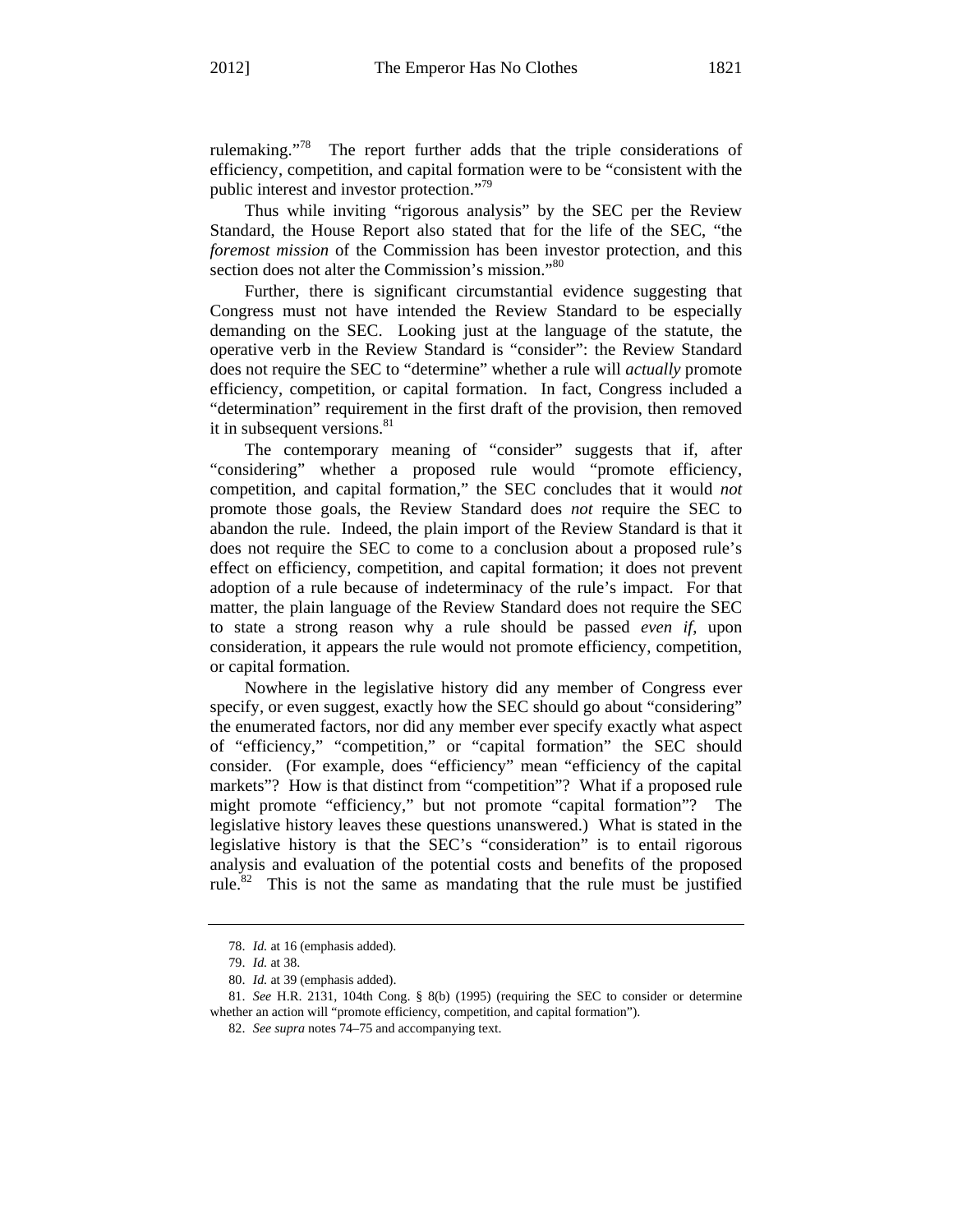rulemaking."[78] The report further adds that the triple considerations of efficiency, competition, and capital formation were to be "consistent with the public interest and investor protection."[79]

Thus while inviting "rigorous analysis" by the SEC per the Review Standard, the House Report also stated that for the life of the SEC, "the *foremost mission* of the Commission has been investor protection, and this section does not alter the Commission's mission."[80]

Further, there is significant circumstantial evidence suggesting that Congress must not have intended the Review Standard to be especially demanding on the SEC. Looking just at the language of the statute, the operative verb in the Review Standard is "consider": the Review Standard does not require the SEC to "determine" whether a rule will *actually* promote efficiency, competition, or capital formation. In fact, Congress included a "determination" requirement in the first draft of the provision, then removed it in subsequent versions.[81]

The contemporary meaning of "consider" suggests that if, after "considering" whether a proposed rule would "promote efficiency, competition, and capital formation," the SEC concludes that it would *not* promote those goals, the Review Standard does *not* require the SEC to abandon the rule. Indeed, the plain import of the Review Standard is that it does not require the SEC to come to a conclusion about a proposed rule's effect on efficiency, competition, and capital formation; it does not prevent adoption of a rule because of indeterminacy of the rule's impact. For that matter, the plain language of the Review Standard does not require the SEC to state a strong reason why a rule should be passed *even if*, upon consideration, it appears the rule would not promote efficiency, competition, or capital formation.

Nowhere in the legislative history did any member of Congress ever specify, or even suggest, exactly how the SEC should go about "considering" the enumerated factors, nor did any member ever specify exactly what aspect of "efficiency," "competition," or "capital formation" the SEC should consider. (For example, does "efficiency" mean "efficiency of the capital markets"? How is that distinct from "competition"? What if a proposed rule might promote "efficiency," but not promote "capital formation"? The legislative history leaves these questions unanswered.) What is stated in the legislative history is that the SEC's "consideration" is to entail rigorous analysis and evaluation of the potential costs and benefits of the proposed rule.[82] This is not the same as mandating that the rule must be justified

---

78. *Id.* at 16 (emphasis added).

79. *Id.* at 38.

80. *Id.* at 39 (emphasis added).

81. *See* H.R. 2131, 104th Cong. § 8(b) (1995) (requiring the SEC to consider or determine whether an action will "promote efficiency, competition, and capital formation").

82. *See supra* notes 74–75 and accompanying text.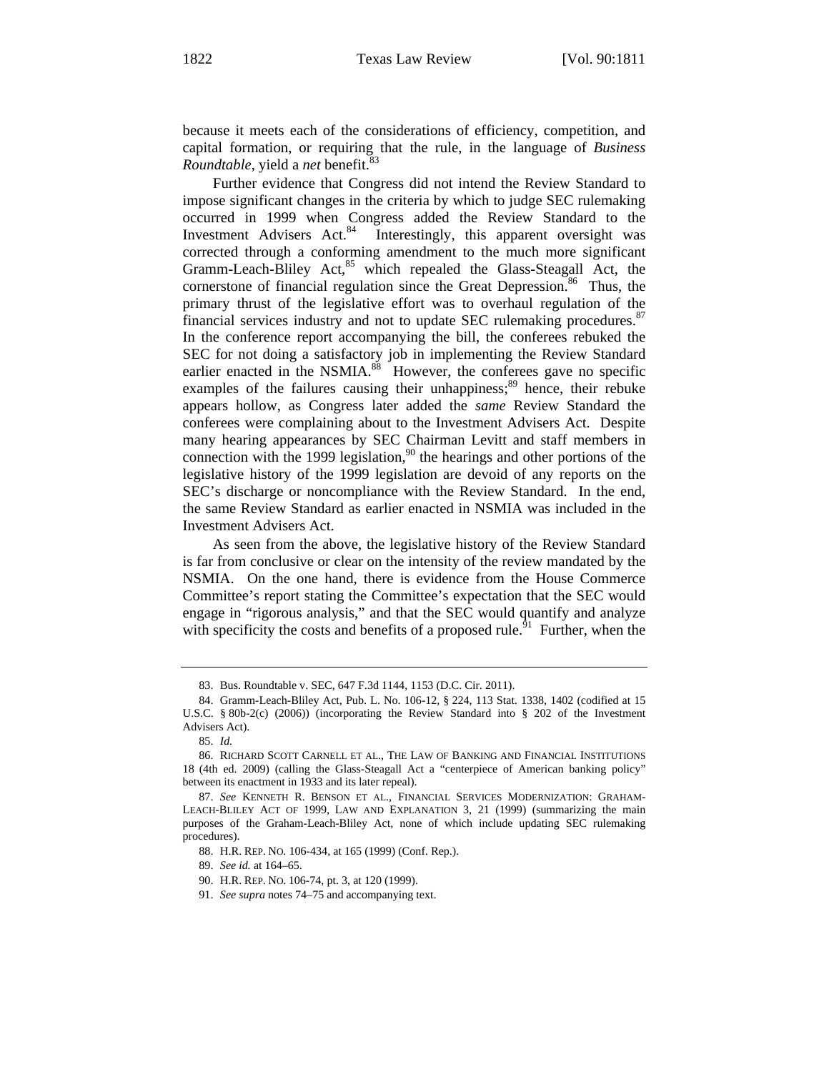because it meets each of the considerations of efficiency, competition, and capital formation, or requiring that the rule, in the language of *Business Roundtable*, yield a *net* benefit.[83]

Further evidence that Congress did not intend the Review Standard to impose significant changes in the criteria by which to judge SEC rulemaking occurred in 1999 when Congress added the Review Standard to the Investment Advisers Act.[84] Interestingly, this apparent oversight was corrected through a conforming amendment to the much more significant Gramm-Leach-Bliley Act,[85] which repealed the Glass-Steagall Act, the cornerstone of financial regulation since the Great Depression.[86] Thus, the primary thrust of the legislative effort was to overhaul regulation of the financial services industry and not to update SEC rulemaking procedures.[87] In the conference report accompanying the bill, the conferees rebuked the SEC for not doing a satisfactory job in implementing the Review Standard earlier enacted in the NSMIA.[88] However, the conferees gave no specific examples of the failures causing their unhappiness;[89] hence, their rebuke appears hollow, as Congress later added the *same* Review Standard the conferees were complaining about to the Investment Advisers Act. Despite many hearing appearances by SEC Chairman Levitt and staff members in connection with the 1999 legislation,[90] the hearings and other portions of the legislative history of the 1999 legislation are devoid of any reports on the SEC's discharge or noncompliance with the Review Standard. In the end, the same Review Standard as earlier enacted in NSMIA was included in the Investment Advisers Act.

As seen from the above, the legislative history of the Review Standard is far from conclusive or clear on the intensity of the review mandated by the NSMIA. On the one hand, there is evidence from the House Commerce Committee's report stating the Committee's expectation that the SEC would engage in "rigorous analysis," and that the SEC would quantify and analyze with specificity the costs and benefits of a proposed rule.[91] Further, when the

---

83. Bus. Roundtable v. SEC, 647 F.3d 1144, 1153 (D.C. Cir. 2011).

84. Gramm-Leach-Bliley Act, Pub. L. No. 106-12, § 224, 113 Stat. 1338, 1402 (codified at 15 U.S.C. § 80b-2(c) (2006)) (incorporating the Review Standard into § 202 of the Investment Advisers Act).

85. *Id.*

86. RICHARD SCOTT CARNELL ET AL., THE LAW OF BANKING AND FINANCIAL INSTITUTIONS 18 (4th ed. 2009) (calling the Glass-Steagall Act a "centerpiece of American banking policy" between its enactment in 1933 and its later repeal).

87. *See* KENNETH R. BENSON ET AL., FINANCIAL SERVICES MODERNIZATION: GRAHAM-LEACH-BLILEY ACT OF 1999, LAW AND EXPLANATION 3, 21 (1999) (summarizing the main purposes of the Graham-Leach-Bliley Act, none of which include updating SEC rulemaking procedures).

88. H.R. REP. NO. 106-434, at 165 (1999) (Conf. Rep.).

89. *See id.* at 164–65.

90. H.R. REP. NO. 106-74, pt. 3, at 120 (1999).

91. *See supra* notes 74–75 and accompanying text.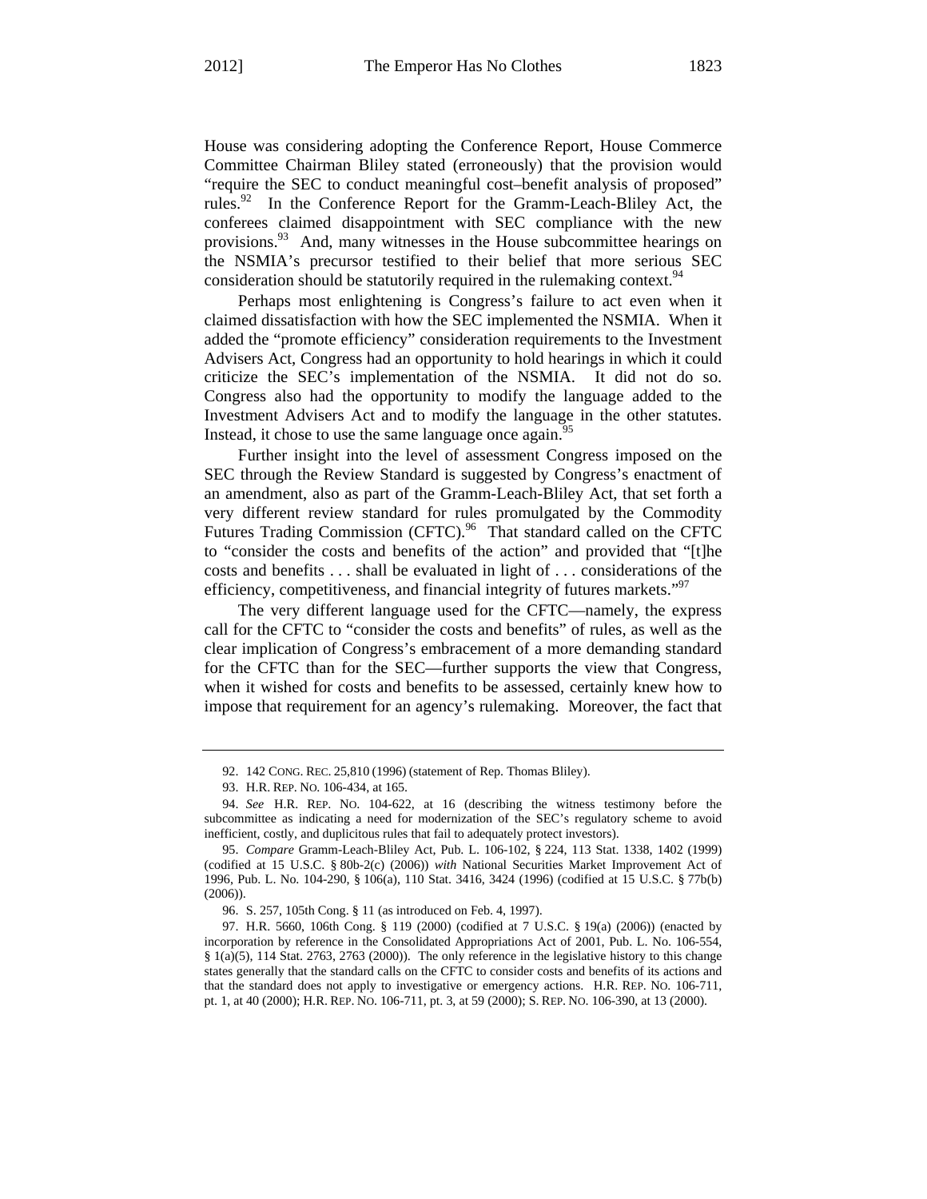House was considering adopting the Conference Report, House Commerce Committee Chairman Bliley stated (erroneously) that the provision would "require the SEC to conduct meaningful cost–benefit analysis of proposed" rules.[92] In the Conference Report for the Gramm-Leach-Bliley Act, the conferees claimed disappointment with SEC compliance with the new provisions.[93] And, many witnesses in the House subcommittee hearings on the NSMIA's precursor testified to their belief that more serious SEC consideration should be statutorily required in the rulemaking context.[94]

Perhaps most enlightening is Congress's failure to act even when it claimed dissatisfaction with how the SEC implemented the NSMIA. When it added the "promote efficiency" consideration requirements to the Investment Advisers Act, Congress had an opportunity to hold hearings in which it could criticize the SEC's implementation of the NSMIA. It did not do so. Congress also had the opportunity to modify the language added to the Investment Advisers Act and to modify the language in the other statutes. Instead, it chose to use the same language once again.[95]

Further insight into the level of assessment Congress imposed on the SEC through the Review Standard is suggested by Congress's enactment of an amendment, also as part of the Gramm-Leach-Bliley Act, that set forth a very different review standard for rules promulgated by the Commodity Futures Trading Commission (CFTC).[96] That standard called on the CFTC to "consider the costs and benefits of the action" and provided that "[t]he costs and benefits . . . shall be evaluated in light of . . . considerations of the efficiency, competitiveness, and financial integrity of futures markets."[97]

The very different language used for the CFTC—namely, the express call for the CFTC to "consider the costs and benefits" of rules, as well as the clear implication of Congress's embracement of a more demanding standard for the CFTC than for the SEC—further supports the view that Congress, when it wished for costs and benefits to be assessed, certainly knew how to impose that requirement for an agency's rulemaking. Moreover, the fact that

---

92. 142 CONG. REC. 25,810 (1996) (statement of Rep. Thomas Bliley).

93. H.R. REP. NO. 106-434, at 165.

94. *See* H.R. REP. NO. 104-622, at 16 (describing the witness testimony before the subcommittee as indicating a need for modernization of the SEC's regulatory scheme to avoid inefficient, costly, and duplicitous rules that fail to adequately protect investors).

95. *Compare* Gramm-Leach-Bliley Act, Pub. L. 106-102, § 224, 113 Stat. 1338, 1402 (1999) (codified at 15 U.S.C. § 80b-2(c) (2006)) *with* National Securities Market Improvement Act of 1996, Pub. L. No. 104-290, § 106(a), 110 Stat. 3416, 3424 (1996) (codified at 15 U.S.C. § 77b(b) (2006)).

96. S. 257, 105th Cong. § 11 (as introduced on Feb. 4, 1997).

97. H.R. 5660, 106th Cong. § 119 (2000) (codified at 7 U.S.C. § 19(a) (2006)) (enacted by incorporation by reference in the Consolidated Appropriations Act of 2001, Pub. L. No. 106-554, § 1(a)(5), 114 Stat. 2763, 2763 (2000)). The only reference in the legislative history to this change states generally that the standard calls on the CFTC to consider costs and benefits of its actions and that the standard does not apply to investigative or emergency actions. H.R. REP. NO. 106-711, pt. 1, at 40 (2000); H.R. REP. NO. 106-711, pt. 3, at 59 (2000); S. REP. NO. 106-390, at 13 (2000).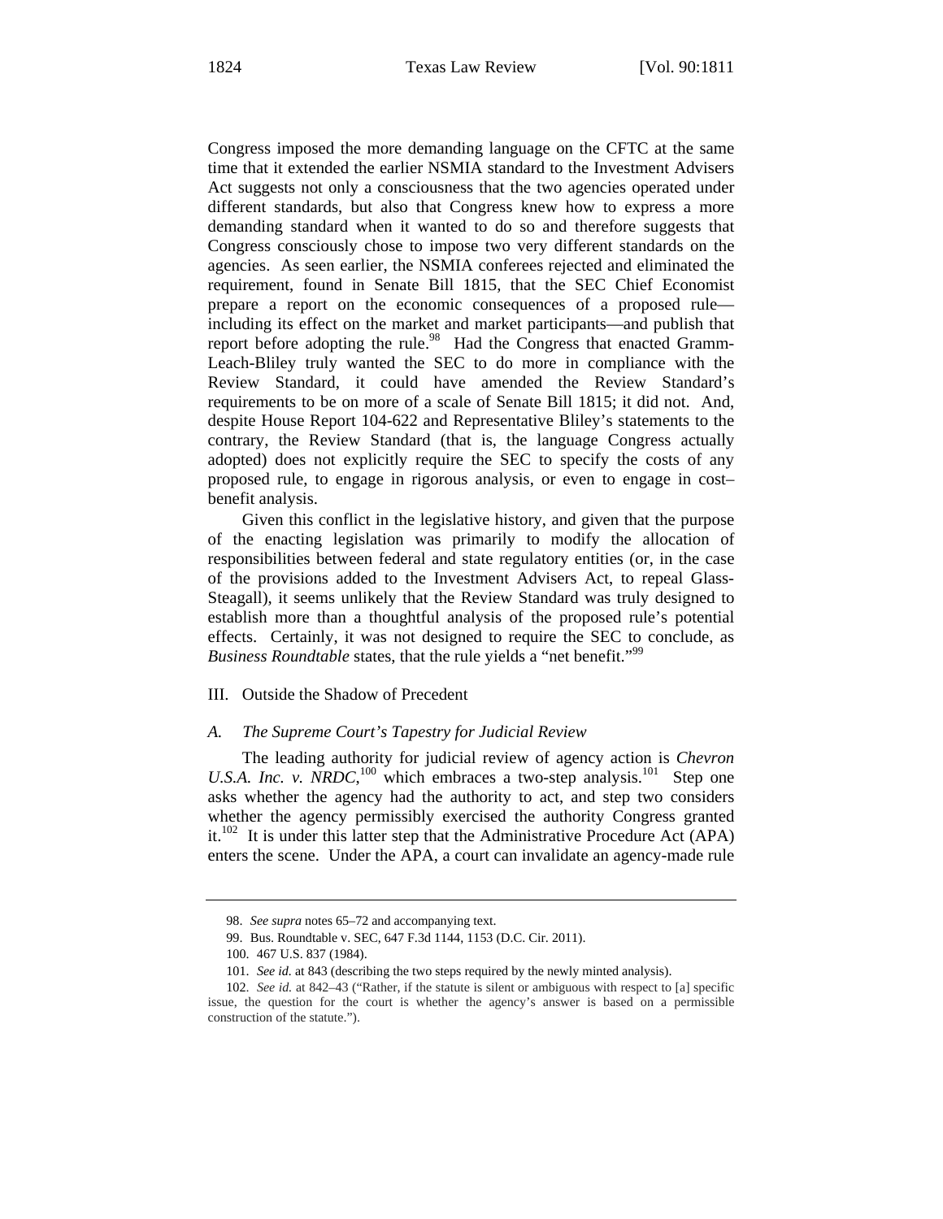Congress imposed the more demanding language on the CFTC at the same time that it extended the earlier NSMIA standard to the Investment Advisers Act suggests not only a consciousness that the two agencies operated under different standards, but also that Congress knew how to express a more demanding standard when it wanted to do so and therefore suggests that Congress consciously chose to impose two very different standards on the agencies. As seen earlier, the NSMIA conferees rejected and eliminated the requirement, found in Senate Bill 1815, that the SEC Chief Economist prepare a report on the economic consequences of a proposed rule—including its effect on the market and market participants—and publish that report before adopting the rule.[98] Had the Congress that enacted Gramm-Leach-Bliley truly wanted the SEC to do more in compliance with the Review Standard, it could have amended the Review Standard's requirements to be on more of a scale of Senate Bill 1815; it did not. And, despite House Report 104-622 and Representative Bliley's statements to the contrary, the Review Standard (that is, the language Congress actually adopted) does not explicitly require the SEC to specify the costs of any proposed rule, to engage in rigorous analysis, or even to engage in cost–benefit analysis.

Given this conflict in the legislative history, and given that the purpose of the enacting legislation was primarily to modify the allocation of responsibilities between federal and state regulatory entities (or, in the case of the provisions added to the Investment Advisers Act, to repeal Glass-Steagall), it seems unlikely that the Review Standard was truly designed to establish more than a thoughtful analysis of the proposed rule's potential effects. Certainly, it was not designed to require the SEC to conclude, as *Business Roundtable* states, that the rule yields a "net benefit."[99]

## III. Outside the Shadow of Precedent

### *A. The Supreme Court's Tapestry for Judicial Review*

The leading authority for judicial review of agency action is *Chevron U.S.A. Inc. v. NRDC*,[100] which embraces a two-step analysis.[101] Step one asks whether the agency had the authority to act, and step two considers whether the agency permissibly exercised the authority Congress granted it.[102] It is under this latter step that the Administrative Procedure Act (APA) enters the scene. Under the APA, a court can invalidate an agency-made rule

---

98. *See supra* notes 65–72 and accompanying text.

99. Bus. Roundtable v. SEC, 647 F.3d 1144, 1153 (D.C. Cir. 2011).

100. 467 U.S. 837 (1984).

101. *See id.* at 843 (describing the two steps required by the newly minted analysis).

102. *See id.* at 842–43 ("Rather, if the statute is silent or ambiguous with respect to [a] specific issue, the question for the court is whether the agency's answer is based on a permissible construction of the statute.").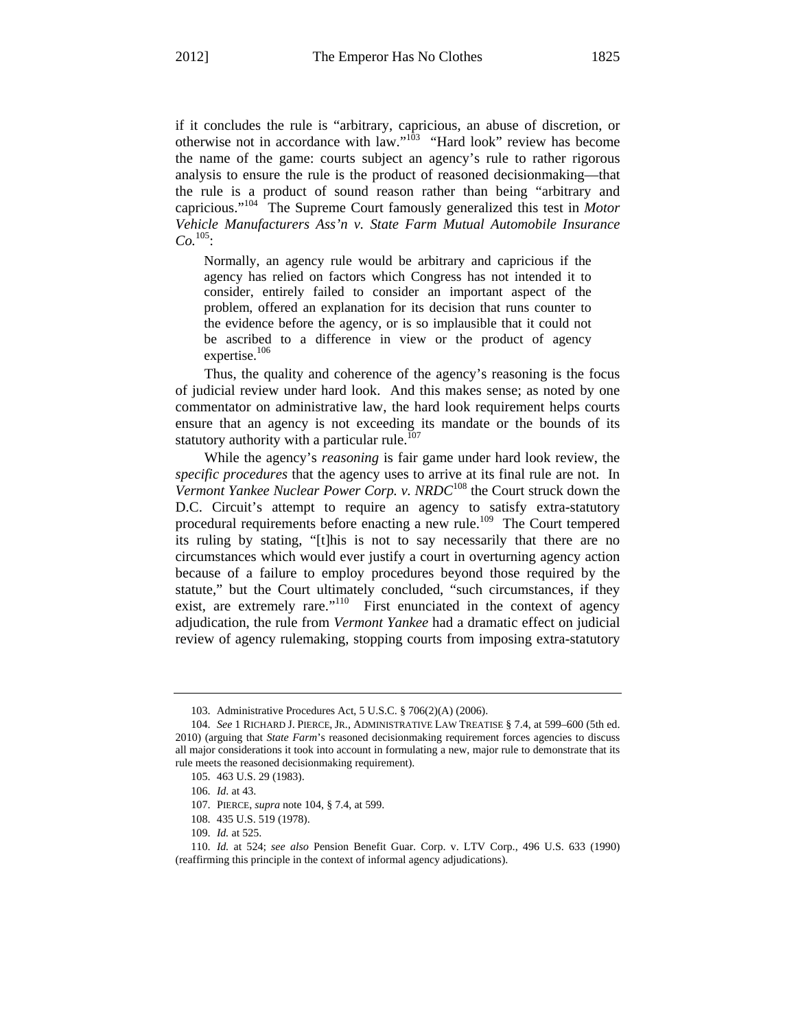if it concludes the rule is "arbitrary, capricious, an abuse of discretion, or otherwise not in accordance with law."[103] "Hard look" review has become the name of the game: courts subject an agency's rule to rather rigorous analysis to ensure the rule is the product of reasoned decisionmaking—that the rule is a product of sound reason rather than being "arbitrary and capricious."[104] The Supreme Court famously generalized this test in *Motor Vehicle Manufacturers Ass'n v. State Farm Mutual Automobile Insurance Co.*[105]:

> Normally, an agency rule would be arbitrary and capricious if the agency has relied on factors which Congress has not intended it to consider, entirely failed to consider an important aspect of the problem, offered an explanation for its decision that runs counter to the evidence before the agency, or is so implausible that it could not be ascribed to a difference in view or the product of agency expertise.[106]

Thus, the quality and coherence of the agency's reasoning is the focus of judicial review under hard look. And this makes sense; as noted by one commentator on administrative law, the hard look requirement helps courts ensure that an agency is not exceeding its mandate or the bounds of its statutory authority with a particular rule.[107]

While the agency's *reasoning* is fair game under hard look review, the *specific procedures* that the agency uses to arrive at its final rule are not. In *Vermont Yankee Nuclear Power Corp. v. NRDC*[108] the Court struck down the D.C. Circuit's attempt to require an agency to satisfy extra-statutory procedural requirements before enacting a new rule.[109] The Court tempered its ruling by stating, "[t]his is not to say necessarily that there are no circumstances which would ever justify a court in overturning agency action because of a failure to employ procedures beyond those required by the statute," but the Court ultimately concluded, "such circumstances, if they exist, are extremely rare."[110] First enunciated in the context of agency adjudication, the rule from *Vermont Yankee* had a dramatic effect on judicial review of agency rulemaking, stopping courts from imposing extra-statutory

---

103. Administrative Procedures Act, 5 U.S.C. § 706(2)(A) (2006).

104. *See* 1 RICHARD J. PIERCE, JR., ADMINISTRATIVE LAW TREATISE § 7.4, at 599–600 (5th ed. 2010) (arguing that *State Farm*'s reasoned decisionmaking requirement forces agencies to discuss all major considerations it took into account in formulating a new, major rule to demonstrate that its rule meets the reasoned decisionmaking requirement).

105. 463 U.S. 29 (1983).

106. *Id*. at 43.

107. PIERCE, *supra* note 104, § 7.4, at 599.

108. 435 U.S. 519 (1978).

109. *Id.* at 525.

110. *Id.* at 524; *see also* Pension Benefit Guar. Corp. v. LTV Corp., 496 U.S. 633 (1990) (reaffirming this principle in the context of informal agency adjudications).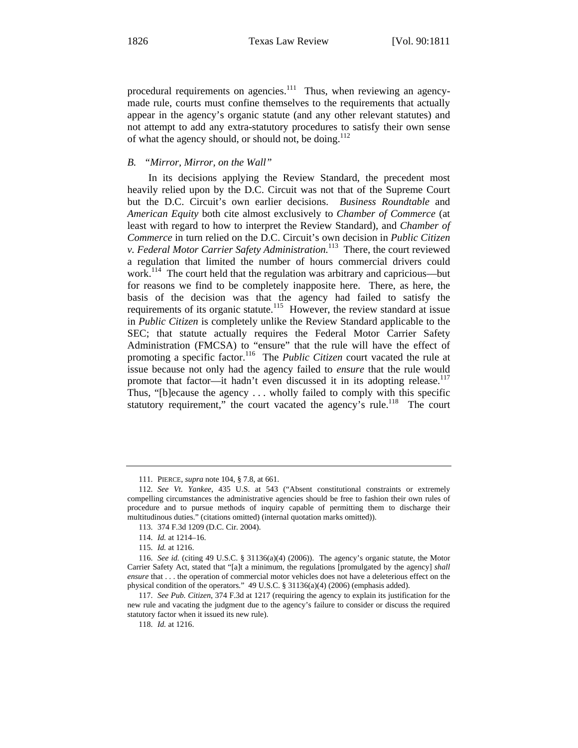procedural requirements on agencies.[111] Thus, when reviewing an agency-made rule, courts must confine themselves to the requirements that actually appear in the agency's organic statute (and any other relevant statutes) and not attempt to add any extra-statutory procedures to satisfy their own sense of what the agency should, or should not, be doing.[112]

### *B. "Mirror, Mirror, on the Wall"*

In its decisions applying the Review Standard, the precedent most heavily relied upon by the D.C. Circuit was not that of the Supreme Court but the D.C. Circuit's own earlier decisions. *Business Roundtable* and *American Equity* both cite almost exclusively to *Chamber of Commerce* (at least with regard to how to interpret the Review Standard), and *Chamber of Commerce* in turn relied on the D.C. Circuit's own decision in *Public Citizen v. Federal Motor Carrier Safety Administration.*[113] There, the court reviewed a regulation that limited the number of hours commercial drivers could work.[114] The court held that the regulation was arbitrary and capricious—but for reasons we find to be completely inapposite here. There, as here, the basis of the decision was that the agency had failed to satisfy the requirements of its organic statute.[115] However, the review standard at issue in *Public Citizen* is completely unlike the Review Standard applicable to the SEC; that statute actually requires the Federal Motor Carrier Safety Administration (FMCSA) to "ensure" that the rule will have the effect of promoting a specific factor.[116] The *Public Citizen* court vacated the rule at issue because not only had the agency failed to *ensure* that the rule would promote that factor—it hadn't even discussed it in its adopting release.[117] Thus, "[b]ecause the agency . . . wholly failed to comply with this specific statutory requirement," the court vacated the agency's rule.[118] The court

---

111. PIERCE, *supra* note 104, § 7.8, at 661.

112. *See Vt. Yankee*, 435 U.S. at 543 ("Absent constitutional constraints or extremely compelling circumstances the administrative agencies should be free to fashion their own rules of procedure and to pursue methods of inquiry capable of permitting them to discharge their multitudinous duties." (citations omitted) (internal quotation marks omitted)).

113. 374 F.3d 1209 (D.C. Cir. 2004).

114. *Id.* at 1214–16.

115. *Id.* at 1216.

116. *See id.* (citing 49 U.S.C. § 31136(a)(4) (2006)). The agency's organic statute, the Motor Carrier Safety Act, stated that "[a]t a minimum, the regulations [promulgated by the agency] *shall ensure* that . . . the operation of commercial motor vehicles does not have a deleterious effect on the physical condition of the operators." 49 U.S.C. § 31136(a)(4) (2006) (emphasis added).

117. *See Pub. Citizen*, 374 F.3d at 1217 (requiring the agency to explain its justification for the new rule and vacating the judgment due to the agency's failure to consider or discuss the required statutory factor when it issued its new rule).

118. *Id.* at 1216.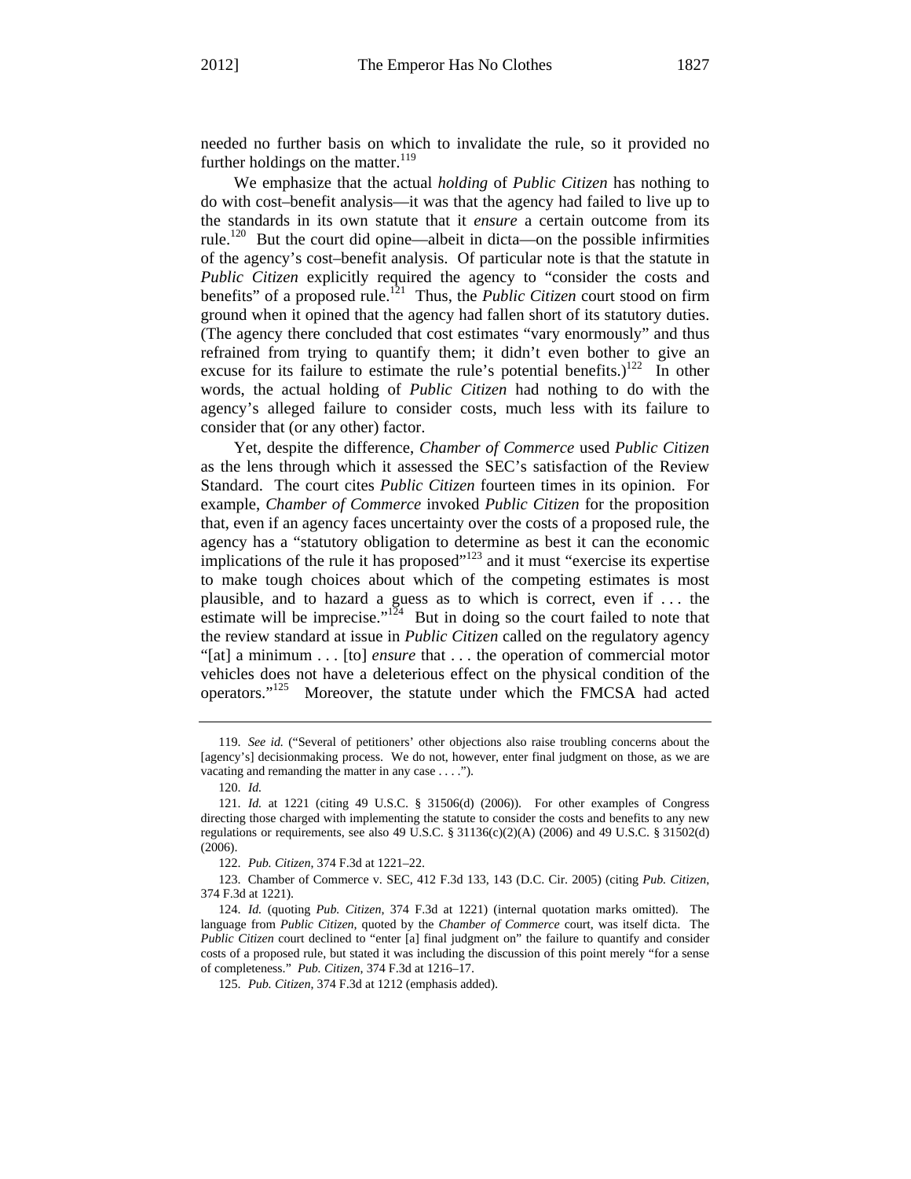needed no further basis on which to invalidate the rule, so it provided no further holdings on the matter.[119]

We emphasize that the actual *holding* of *Public Citizen* has nothing to do with cost–benefit analysis—it was that the agency had failed to live up to the standards in its own statute that it *ensure* a certain outcome from its rule.[120] But the court did opine—albeit in dicta—on the possible infirmities of the agency's cost–benefit analysis. Of particular note is that the statute in *Public Citizen* explicitly required the agency to "consider the costs and benefits" of a proposed rule.[121] Thus, the *Public Citizen* court stood on firm ground when it opined that the agency had fallen short of its statutory duties. (The agency there concluded that cost estimates "vary enormously" and thus refrained from trying to quantify them; it didn't even bother to give an excuse for its failure to estimate the rule's potential benefits.)[122] In other words, the actual holding of *Public Citizen* had nothing to do with the agency's alleged failure to consider costs, much less with its failure to consider that (or any other) factor.

Yet, despite the difference, *Chamber of Commerce* used *Public Citizen* as the lens through which it assessed the SEC's satisfaction of the Review Standard. The court cites *Public Citizen* fourteen times in its opinion. For example, *Chamber of Commerce* invoked *Public Citizen* for the proposition that, even if an agency faces uncertainty over the costs of a proposed rule, the agency has a "statutory obligation to determine as best it can the economic implications of the rule it has proposed"[123] and it must "exercise its expertise to make tough choices about which of the competing estimates is most plausible, and to hazard a guess as to which is correct, even if . . . the estimate will be imprecise."[124] But in doing so the court failed to note that the review standard at issue in *Public Citizen* called on the regulatory agency "[at] a minimum . . . [to] *ensure* that . . . the operation of commercial motor vehicles does not have a deleterious effect on the physical condition of the operators."[125] Moreover, the statute under which the FMCSA had acted

---

119. *See id.* ("Several of petitioners' other objections also raise troubling concerns about the [agency's] decisionmaking process. We do not, however, enter final judgment on those, as we are vacating and remanding the matter in any case . . . .").

120. *Id.*

121. *Id.* at 1221 (citing 49 U.S.C. § 31506(d) (2006)). For other examples of Congress directing those charged with implementing the statute to consider the costs and benefits to any new regulations or requirements, see also 49 U.S.C. § 31136(c)(2)(A) (2006) and 49 U.S.C. § 31502(d) (2006).

122. *Pub. Citizen*, 374 F.3d at 1221–22.

123. Chamber of Commerce v. SEC, 412 F.3d 133, 143 (D.C. Cir. 2005) (citing *Pub. Citizen*, 374 F.3d at 1221).

124. *Id.* (quoting *Pub. Citizen*, 374 F.3d at 1221) (internal quotation marks omitted). The language from *Public Citizen*, quoted by the *Chamber of Commerce* court, was itself dicta. The *Public Citizen* court declined to "enter [a] final judgment on" the failure to quantify and consider costs of a proposed rule, but stated it was including the discussion of this point merely "for a sense of completeness." *Pub. Citizen*, 374 F.3d at 1216–17.

125. *Pub. Citizen*, 374 F.3d at 1212 (emphasis added).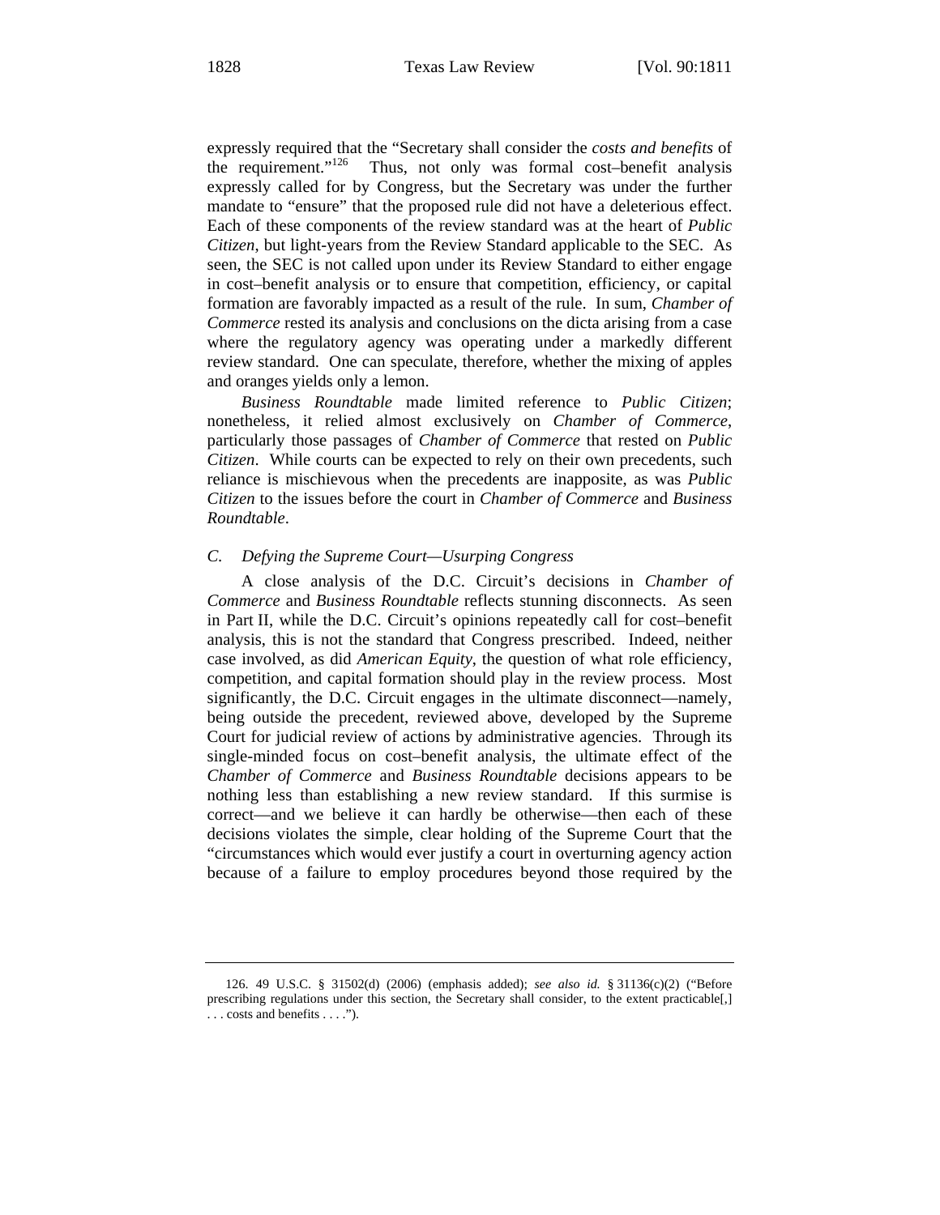expressly required that the "Secretary shall consider the *costs and benefits* of the requirement."[126] Thus, not only was formal cost–benefit analysis expressly called for by Congress, but the Secretary was under the further mandate to "ensure" that the proposed rule did not have a deleterious effect. Each of these components of the review standard was at the heart of *Public Citizen*, but light-years from the Review Standard applicable to the SEC. As seen, the SEC is not called upon under its Review Standard to either engage in cost–benefit analysis or to ensure that competition, efficiency, or capital formation are favorably impacted as a result of the rule. In sum, *Chamber of Commerce* rested its analysis and conclusions on the dicta arising from a case where the regulatory agency was operating under a markedly different review standard. One can speculate, therefore, whether the mixing of apples and oranges yields only a lemon.

*Business Roundtable* made limited reference to *Public Citizen*; nonetheless, it relied almost exclusively on *Chamber of Commerce*, particularly those passages of *Chamber of Commerce* that rested on *Public Citizen*. While courts can be expected to rely on their own precedents, such reliance is mischievous when the precedents are inapposite, as was *Public Citizen* to the issues before the court in *Chamber of Commerce* and *Business Roundtable*.

### C. *Defying the Supreme Court—Usurping Congress*

A close analysis of the D.C. Circuit's decisions in *Chamber of Commerce* and *Business Roundtable* reflects stunning disconnects. As seen in Part II, while the D.C. Circuit's opinions repeatedly call for cost–benefit analysis, this is not the standard that Congress prescribed. Indeed, neither case involved, as did *American Equity*, the question of what role efficiency, competition, and capital formation should play in the review process. Most significantly, the D.C. Circuit engages in the ultimate disconnect—namely, being outside the precedent, reviewed above, developed by the Supreme Court for judicial review of actions by administrative agencies. Through its single-minded focus on cost–benefit analysis, the ultimate effect of the *Chamber of Commerce* and *Business Roundtable* decisions appears to be nothing less than establishing a new review standard. If this surmise is correct—and we believe it can hardly be otherwise—then each of these decisions violates the simple, clear holding of the Supreme Court that the "circumstances which would ever justify a court in overturning agency action because of a failure to employ procedures beyond those required by the

---

126. 49 U.S.C. § 31502(d) (2006) (emphasis added); *see also id.* § 31136(c)(2) ("Before prescribing regulations under this section, the Secretary shall consider, to the extent practicable[,] . . . costs and benefits . . . .").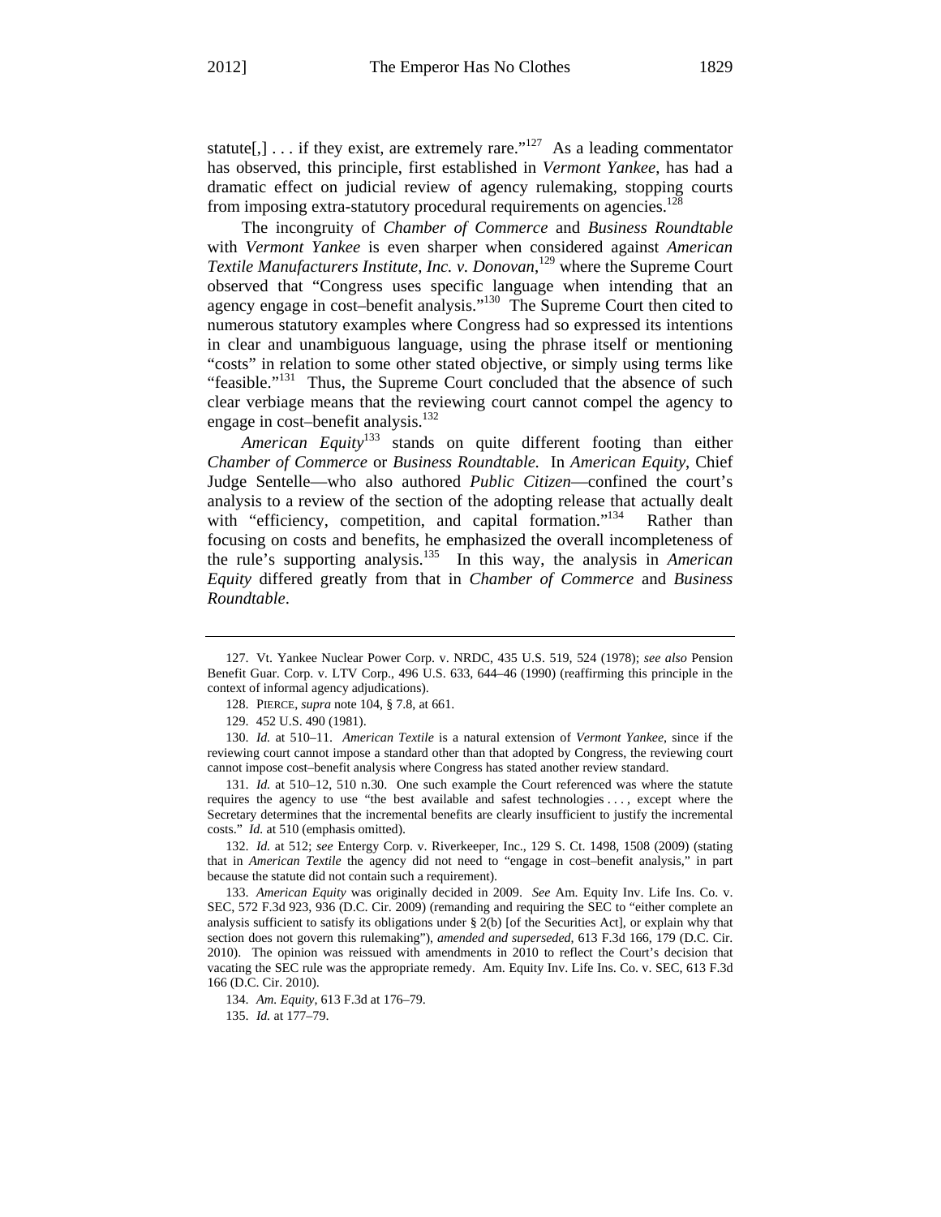statute[,] . . . if they exist, are extremely rare."[127] As a leading commentator has observed, this principle, first established in *Vermont Yankee*, has had a dramatic effect on judicial review of agency rulemaking, stopping courts from imposing extra-statutory procedural requirements on agencies.[128]

The incongruity of *Chamber of Commerce* and *Business Roundtable* with *Vermont Yankee* is even sharper when considered against *American Textile Manufacturers Institute, Inc. v. Donovan*,[129] where the Supreme Court observed that "Congress uses specific language when intending that an agency engage in cost–benefit analysis."[130] The Supreme Court then cited to numerous statutory examples where Congress had so expressed its intentions in clear and unambiguous language, using the phrase itself or mentioning "costs" in relation to some other stated objective, or simply using terms like "feasible."[131] Thus, the Supreme Court concluded that the absence of such clear verbiage means that the reviewing court cannot compel the agency to engage in cost–benefit analysis.[132]

*American Equity*[133] stands on quite different footing than either *Chamber of Commerce* or *Business Roundtable.* In *American Equity*, Chief Judge Sentelle—who also authored *Public Citizen*—confined the court's analysis to a review of the section of the adopting release that actually dealt with "efficiency, competition, and capital formation."[134] Rather than focusing on costs and benefits, he emphasized the overall incompleteness of the rule's supporting analysis.[135] In this way, the analysis in *American Equity* differed greatly from that in *Chamber of Commerce* and *Business Roundtable*.

---

127. Vt. Yankee Nuclear Power Corp. v. NRDC, 435 U.S. 519, 524 (1978); *see also* Pension Benefit Guar. Corp. v. LTV Corp., 496 U.S. 633, 644–46 (1990) (reaffirming this principle in the context of informal agency adjudications).

128. PIERCE, *supra* note 104, § 7.8, at 661.

129. 452 U.S. 490 (1981).

130. *Id.* at 510–11. *American Textile* is a natural extension of *Vermont Yankee*, since if the reviewing court cannot impose a standard other than that adopted by Congress, the reviewing court cannot impose cost–benefit analysis where Congress has stated another review standard.

131. *Id.* at 510–12, 510 n.30. One such example the Court referenced was where the statute requires the agency to use "the best available and safest technologies . . . , except where the Secretary determines that the incremental benefits are clearly insufficient to justify the incremental costs." *Id.* at 510 (emphasis omitted).

132. *Id.* at 512; *see* Entergy Corp. v. Riverkeeper, Inc., 129 S. Ct. 1498, 1508 (2009) (stating that in *American Textile* the agency did not need to "engage in cost–benefit analysis," in part because the statute did not contain such a requirement).

133. *American Equity* was originally decided in 2009. *See* Am. Equity Inv. Life Ins. Co. v. SEC, 572 F.3d 923, 936 (D.C. Cir. 2009) (remanding and requiring the SEC to "either complete an analysis sufficient to satisfy its obligations under § 2(b) [of the Securities Act], or explain why that section does not govern this rulemaking"), *amended and superseded*, 613 F.3d 166, 179 (D.C. Cir. 2010). The opinion was reissued with amendments in 2010 to reflect the Court's decision that vacating the SEC rule was the appropriate remedy. Am. Equity Inv. Life Ins. Co. v. SEC, 613 F.3d 166 (D.C. Cir. 2010).

134. *Am. Equity*, 613 F.3d at 176–79.

135. *Id.* at 177–79.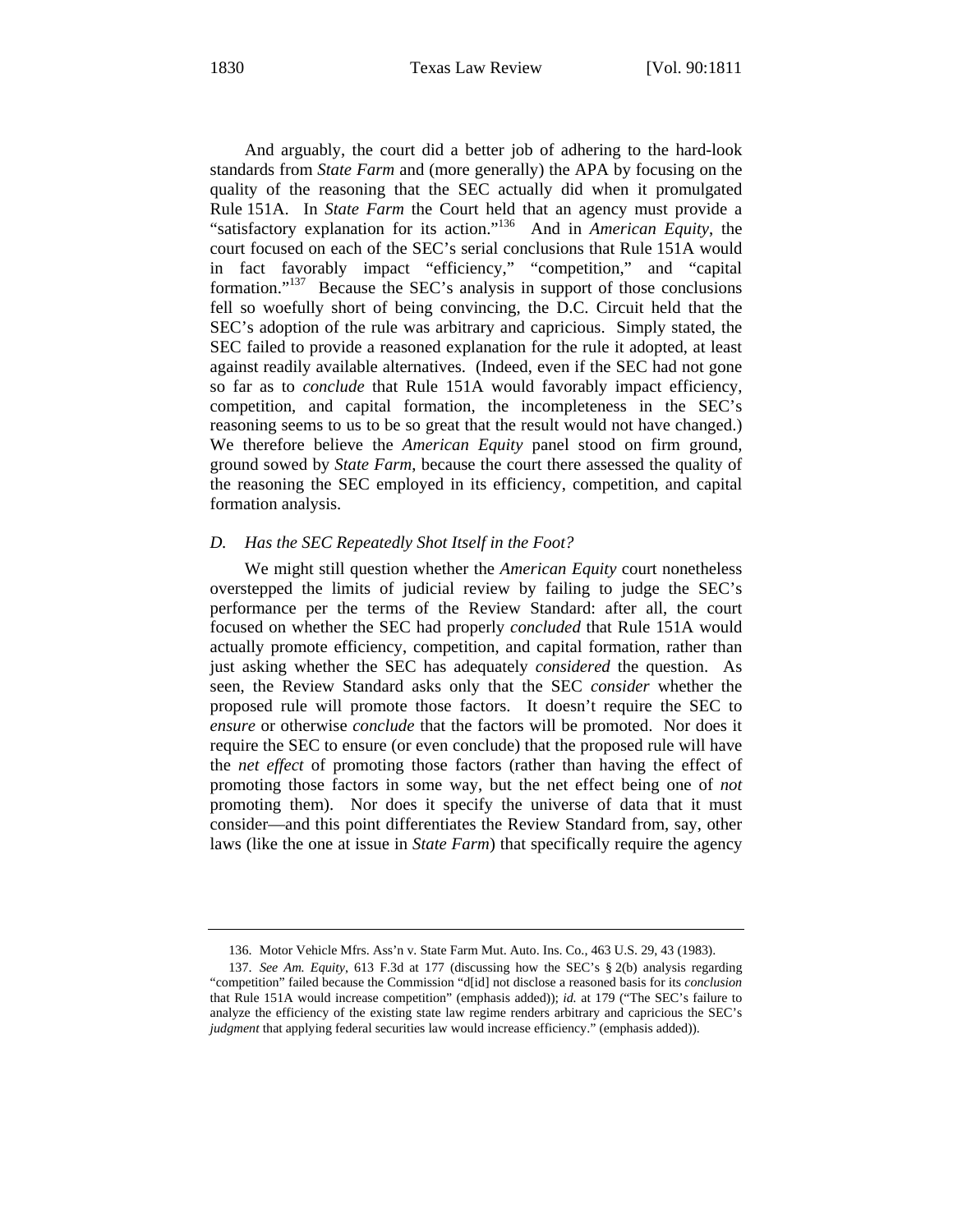And arguably, the court did a better job of adhering to the hard-look standards from *State Farm* and (more generally) the APA by focusing on the quality of the reasoning that the SEC actually did when it promulgated Rule 151A. In *State Farm* the Court held that an agency must provide a "satisfactory explanation for its action."[136] And in *American Equity*, the court focused on each of the SEC's serial conclusions that Rule 151A would in fact favorably impact "efficiency," "competition," and "capital formation."[137] Because the SEC's analysis in support of those conclusions fell so woefully short of being convincing, the D.C. Circuit held that the SEC's adoption of the rule was arbitrary and capricious. Simply stated, the SEC failed to provide a reasoned explanation for the rule it adopted, at least against readily available alternatives. (Indeed, even if the SEC had not gone so far as to *conclude* that Rule 151A would favorably impact efficiency, competition, and capital formation, the incompleteness in the SEC's reasoning seems to us to be so great that the result would not have changed.) We therefore believe the *American Equity* panel stood on firm ground, ground sowed by *State Farm*, because the court there assessed the quality of the reasoning the SEC employed in its efficiency, competition, and capital formation analysis.

### *D. Has the SEC Repeatedly Shot Itself in the Foot?*

We might still question whether the *American Equity* court nonetheless overstepped the limits of judicial review by failing to judge the SEC's performance per the terms of the Review Standard: after all, the court focused on whether the SEC had properly *concluded* that Rule 151A would actually promote efficiency, competition, and capital formation, rather than just asking whether the SEC has adequately *considered* the question. As seen, the Review Standard asks only that the SEC *consider* whether the proposed rule will promote those factors. It doesn't require the SEC to *ensure* or otherwise *conclude* that the factors will be promoted. Nor does it require the SEC to ensure (or even conclude) that the proposed rule will have the *net effect* of promoting those factors (rather than having the effect of promoting those factors in some way, but the net effect being one of *not* promoting them). Nor does it specify the universe of data that it must consider—and this point differentiates the Review Standard from, say, other laws (like the one at issue in *State Farm*) that specifically require the agency

---

136. Motor Vehicle Mfrs. Ass'n v. State Farm Mut. Auto. Ins. Co., 463 U.S. 29, 43 (1983).

137. *See Am. Equity*, 613 F.3d at 177 (discussing how the SEC's § 2(b) analysis regarding "competition" failed because the Commission "d[id] not disclose a reasoned basis for its *conclusion* that Rule 151A would increase competition" (emphasis added)); *id.* at 179 ("The SEC's failure to analyze the efficiency of the existing state law regime renders arbitrary and capricious the SEC's *judgment* that applying federal securities law would increase efficiency." (emphasis added)).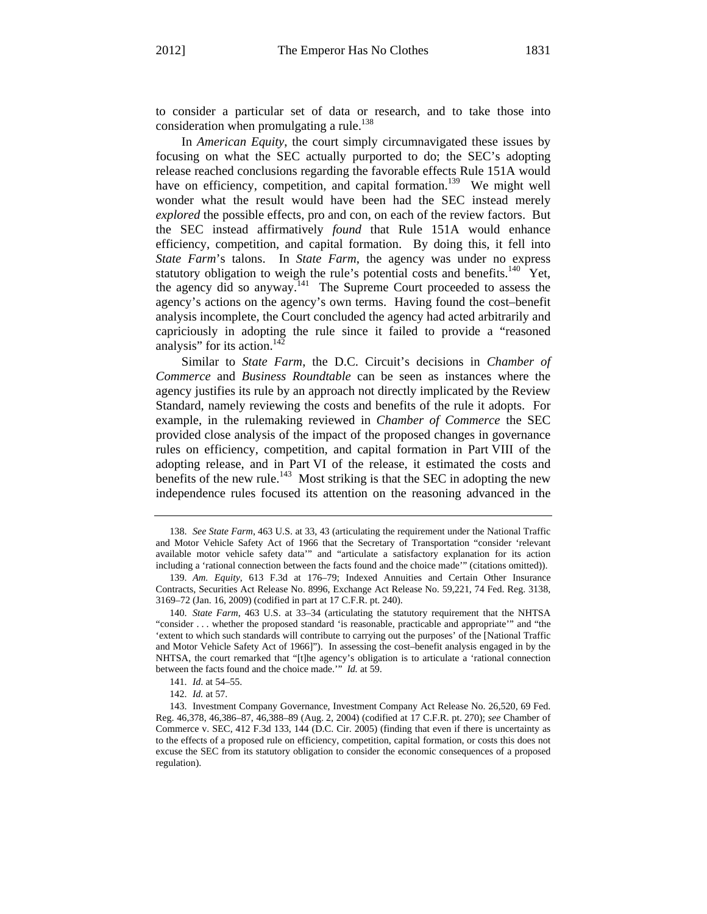to consider a particular set of data or research, and to take those into consideration when promulgating a rule.[138]

In *American Equity*, the court simply circumnavigated these issues by focusing on what the SEC actually purported to do; the SEC's adopting release reached conclusions regarding the favorable effects Rule 151A would have on efficiency, competition, and capital formation.[139] We might well wonder what the result would have been had the SEC instead merely *explored* the possible effects, pro and con, on each of the review factors. But the SEC instead affirmatively *found* that Rule 151A would enhance efficiency, competition, and capital formation. By doing this, it fell into *State Farm*'s talons. In *State Farm*, the agency was under no express statutory obligation to weigh the rule's potential costs and benefits.[140] Yet, the agency did so anyway.[141] The Supreme Court proceeded to assess the agency's actions on the agency's own terms. Having found the cost–benefit analysis incomplete, the Court concluded the agency had acted arbitrarily and capriciously in adopting the rule since it failed to provide a "reasoned analysis" for its action.[142]

Similar to *State Farm*, the D.C. Circuit's decisions in *Chamber of Commerce* and *Business Roundtable* can be seen as instances where the agency justifies its rule by an approach not directly implicated by the Review Standard, namely reviewing the costs and benefits of the rule it adopts. For example, in the rulemaking reviewed in *Chamber of Commerce* the SEC provided close analysis of the impact of the proposed changes in governance rules on efficiency, competition, and capital formation in Part VIII of the adopting release, and in Part VI of the release, it estimated the costs and benefits of the new rule.[143] Most striking is that the SEC in adopting the new independence rules focused its attention on the reasoning advanced in the

---

138. *See State Farm*, 463 U.S. at 33, 43 (articulating the requirement under the National Traffic and Motor Vehicle Safety Act of 1966 that the Secretary of Transportation "consider 'relevant available motor vehicle safety data'" and "articulate a satisfactory explanation for its action including a 'rational connection between the facts found and the choice made'" (citations omitted)).

139. *Am. Equity*, 613 F.3d at 176–79; Indexed Annuities and Certain Other Insurance Contracts, Securities Act Release No. 8996, Exchange Act Release No. 59,221, 74 Fed. Reg. 3138, 3169–72 (Jan. 16, 2009) (codified in part at 17 C.F.R. pt. 240).

140. *State Farm*, 463 U.S. at 33–34 (articulating the statutory requirement that the NHTSA "consider . . . whether the proposed standard 'is reasonable, practicable and appropriate'" and "the 'extent to which such standards will contribute to carrying out the purposes' of the [National Traffic and Motor Vehicle Safety Act of 1966]"). In assessing the cost–benefit analysis engaged in by the NHTSA, the court remarked that "[t]he agency's obligation is to articulate a 'rational connection between the facts found and the choice made.'" *Id.* at 59.

141. *Id*. at 54–55.

142. *Id.* at 57.

143. Investment Company Governance, Investment Company Act Release No. 26,520, 69 Fed. Reg. 46,378, 46,386–87, 46,388–89 (Aug. 2, 2004) (codified at 17 C.F.R. pt. 270); *see* Chamber of Commerce v. SEC, 412 F.3d 133, 144 (D.C. Cir. 2005) (finding that even if there is uncertainty as to the effects of a proposed rule on efficiency, competition, capital formation, or costs this does not excuse the SEC from its statutory obligation to consider the economic consequences of a proposed regulation).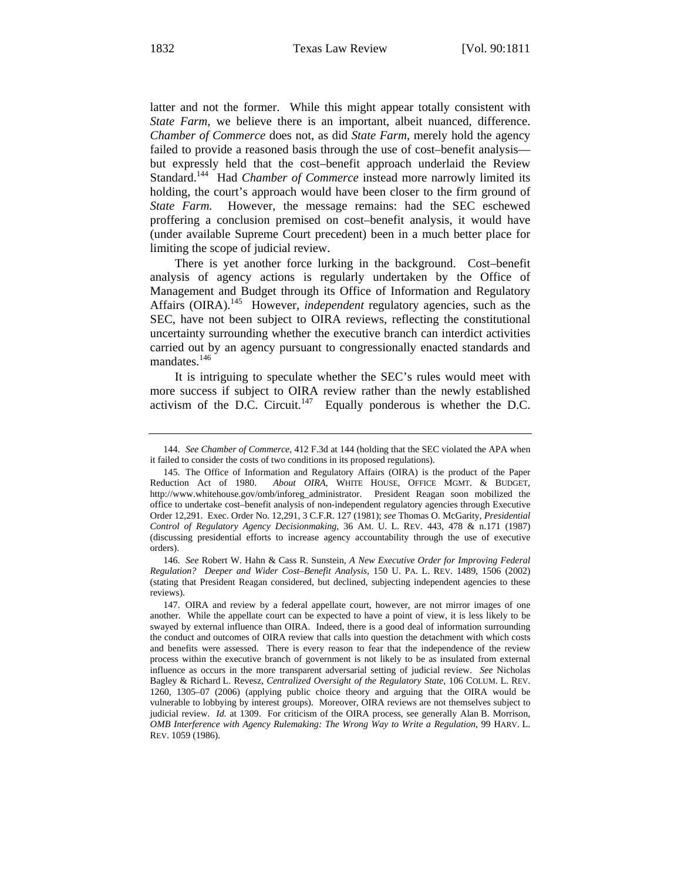latter and not the former. While this might appear totally consistent with *State Farm*, we believe there is an important, albeit nuanced, difference. *Chamber of Commerce* does not, as did *State Farm*, merely hold the agency failed to provide a reasoned basis through the use of cost–benefit analysis—but expressly held that the cost–benefit approach underlaid the Review Standard.[144] Had *Chamber of Commerce* instead more narrowly limited its holding, the court's approach would have been closer to the firm ground of *State Farm*. However, the message remains: had the SEC eschewed proffering a conclusion premised on cost–benefit analysis, it would have (under available Supreme Court precedent) been in a much better place for limiting the scope of judicial review.

There is yet another force lurking in the background. Cost–benefit analysis of agency actions is regularly undertaken by the Office of Management and Budget through its Office of Information and Regulatory Affairs (OIRA).[145] However, *independent* regulatory agencies, such as the SEC, have not been subject to OIRA reviews, reflecting the constitutional uncertainty surrounding whether the executive branch can interdict activities carried out by an agency pursuant to congressionally enacted standards and mandates.[146]

It is intriguing to speculate whether the SEC's rules would meet with more success if subject to OIRA review rather than the newly established activism of the D.C. Circuit.[147] Equally ponderous is whether the D.C.

---

144. *See Chamber of Commerce*, 412 F.3d at 144 (holding that the SEC violated the APA when it failed to consider the costs of two conditions in its proposed regulations).

145. The Office of Information and Regulatory Affairs (OIRA) is the product of the Paper Reduction Act of 1980. *About OIRA*, WHITE HOUSE, OFFICE MGMT. & BUDGET, http://www.whitehouse.gov/omb/inforeg_administrator. President Reagan soon mobilized the office to undertake cost–benefit analysis of non-independent regulatory agencies through Executive Order 12,291. Exec. Order No. 12,291, 3 C.F.R. 127 (1981); *see* Thomas O. McGarity, *Presidential Control of Regulatory Agency Decisionmaking*, 36 AM. U. L. REV. 443, 478 & n.171 (1987) (discussing presidential efforts to increase agency accountability through the use of executive orders).

146. *See* Robert W. Hahn & Cass R. Sunstein, *A New Executive Order for Improving Federal Regulation? Deeper and Wider Cost–Benefit Analysis*, 150 U. PA. L. REV. 1489, 1506 (2002) (stating that President Reagan considered, but declined, subjecting independent agencies to these reviews).

147. OIRA and review by a federal appellate court, however, are not mirror images of one another. While the appellate court can be expected to have a point of view, it is less likely to be swayed by external influence than OIRA. Indeed, there is a good deal of information surrounding the conduct and outcomes of OIRA review that calls into question the detachment with which costs and benefits were assessed. There is every reason to fear that the independence of the review process within the executive branch of government is not likely to be as insulated from external influence as occurs in the more transparent adversarial setting of judicial review. *See* Nicholas Bagley & Richard L. Revesz, *Centralized Oversight of the Regulatory State*, 106 COLUM. L. REV. 1260, 1305–07 (2006) (applying public choice theory and arguing that the OIRA would be vulnerable to lobbying by interest groups). Moreover, OIRA reviews are not themselves subject to judicial review. *Id.* at 1309. For criticism of the OIRA process, see generally Alan B. Morrison, *OMB Interference with Agency Rulemaking: The Wrong Way to Write a Regulation*, 99 HARV. L. REV. 1059 (1986).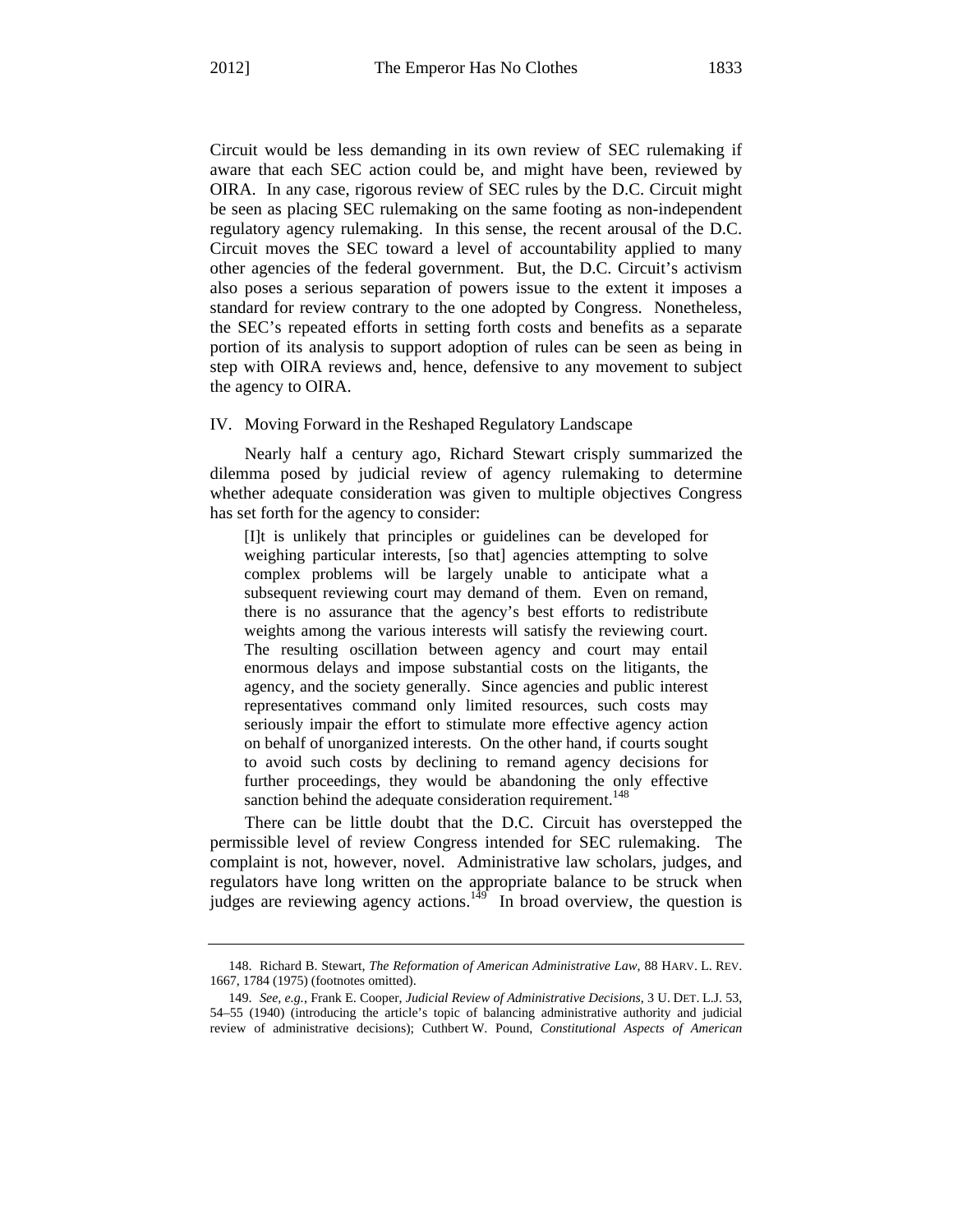Circuit would be less demanding in its own review of SEC rulemaking if aware that each SEC action could be, and might have been, reviewed by OIRA. In any case, rigorous review of SEC rules by the D.C. Circuit might be seen as placing SEC rulemaking on the same footing as non-independent regulatory agency rulemaking. In this sense, the recent arousal of the D.C. Circuit moves the SEC toward a level of accountability applied to many other agencies of the federal government. But, the D.C. Circuit's activism also poses a serious separation of powers issue to the extent it imposes a standard for review contrary to the one adopted by Congress. Nonetheless, the SEC's repeated efforts in setting forth costs and benefits as a separate portion of its analysis to support adoption of rules can be seen as being in step with OIRA reviews and, hence, defensive to any movement to subject the agency to OIRA.

## IV. Moving Forward in the Reshaped Regulatory Landscape

Nearly half a century ago, Richard Stewart crisply summarized the dilemma posed by judicial review of agency rulemaking to determine whether adequate consideration was given to multiple objectives Congress has set forth for the agency to consider:

> [I]t is unlikely that principles or guidelines can be developed for weighing particular interests, [so that] agencies attempting to solve complex problems will be largely unable to anticipate what a subsequent reviewing court may demand of them. Even on remand, there is no assurance that the agency's best efforts to redistribute weights among the various interests will satisfy the reviewing court. The resulting oscillation between agency and court may entail enormous delays and impose substantial costs on the litigants, the agency, and the society generally. Since agencies and public interest representatives command only limited resources, such costs may seriously impair the effort to stimulate more effective agency action on behalf of unorganized interests. On the other hand, if courts sought to avoid such costs by declining to remand agency decisions for further proceedings, they would be abandoning the only effective sanction behind the adequate consideration requirement.[148]

There can be little doubt that the D.C. Circuit has overstepped the permissible level of review Congress intended for SEC rulemaking. The complaint is not, however, novel. Administrative law scholars, judges, and regulators have long written on the appropriate balance to be struck when judges are reviewing agency actions.[149] In broad overview, the question is

---

148. Richard B. Stewart, *The Reformation of American Administrative Law*, 88 HARV. L. REV. 1667, 1784 (1975) (footnotes omitted).

149. *See, e.g.*, Frank E. Cooper, *Judicial Review of Administrative Decisions*, 3 U. DET. L.J. 53, 54–55 (1940) (introducing the article's topic of balancing administrative authority and judicial review of administrative decisions); Cuthbert W. Pound, *Constitutional Aspects of American*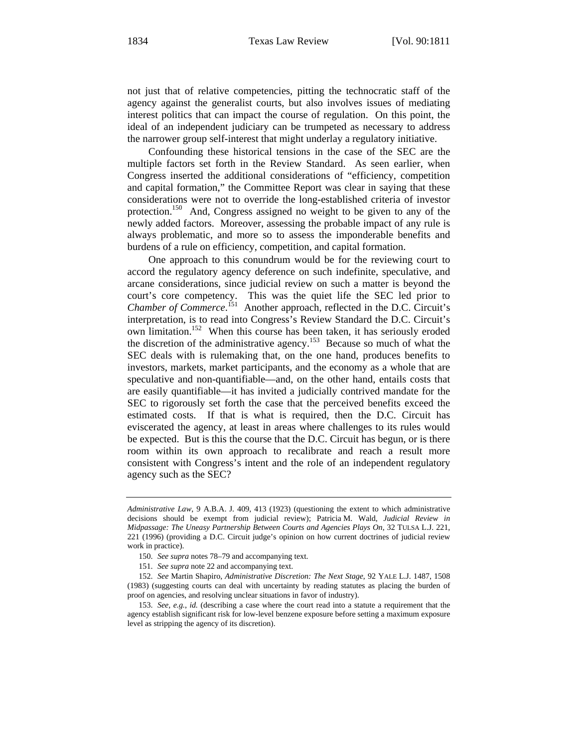not just that of relative competencies, pitting the technocratic staff of the agency against the generalist courts, but also involves issues of mediating interest politics that can impact the course of regulation. On this point, the ideal of an independent judiciary can be trumpeted as necessary to address the narrower group self-interest that might underlay a regulatory initiative.

Confounding these historical tensions in the case of the SEC are the multiple factors set forth in the Review Standard. As seen earlier, when Congress inserted the additional considerations of "efficiency, competition and capital formation," the Committee Report was clear in saying that these considerations were not to override the long-established criteria of investor protection.[150] And, Congress assigned no weight to be given to any of the newly added factors. Moreover, assessing the probable impact of any rule is always problematic, and more so to assess the imponderable benefits and burdens of a rule on efficiency, competition, and capital formation.

One approach to this conundrum would be for the reviewing court to accord the regulatory agency deference on such indefinite, speculative, and arcane considerations, since judicial review on such a matter is beyond the court's core competency. This was the quiet life the SEC led prior to *Chamber of Commerce*.[151] Another approach, reflected in the D.C. Circuit's interpretation, is to read into Congress's Review Standard the D.C. Circuit's own limitation.[152] When this course has been taken, it has seriously eroded the discretion of the administrative agency.[153] Because so much of what the SEC deals with is rulemaking that, on the one hand, produces benefits to investors, markets, market participants, and the economy as a whole that are speculative and non-quantifiable—and, on the other hand, entails costs that are easily quantifiable—it has invited a judicially contrived mandate for the SEC to rigorously set forth the case that the perceived benefits exceed the estimated costs. If that is what is required, then the D.C. Circuit has eviscerated the agency, at least in areas where challenges to its rules would be expected. But is this the course that the D.C. Circuit has begun, or is there room within its own approach to recalibrate and reach a result more consistent with Congress's intent and the role of an independent regulatory agency such as the SEC?

---

*Administrative Law*, 9 A.B.A. J. 409, 413 (1923) (questioning the extent to which administrative decisions should be exempt from judicial review); Patricia M. Wald, *Judicial Review in Midpassage: The Uneasy Partnership Between Courts and Agencies Plays On*, 32 TULSA L.J. 221, 221 (1996) (providing a D.C. Circuit judge's opinion on how current doctrines of judicial review work in practice).

150. *See supra* notes 78–79 and accompanying text.

151. *See supra* note 22 and accompanying text.

152. *See* Martin Shapiro, *Administrative Discretion: The Next Stage*, 92 YALE L.J. 1487, 1508 (1983) (suggesting courts can deal with uncertainty by reading statutes as placing the burden of proof on agencies, and resolving unclear situations in favor of industry).

153. *See, e.g.*, *id.* (describing a case where the court read into a statute a requirement that the agency establish significant risk for low-level benzene exposure before setting a maximum exposure level as stripping the agency of its discretion).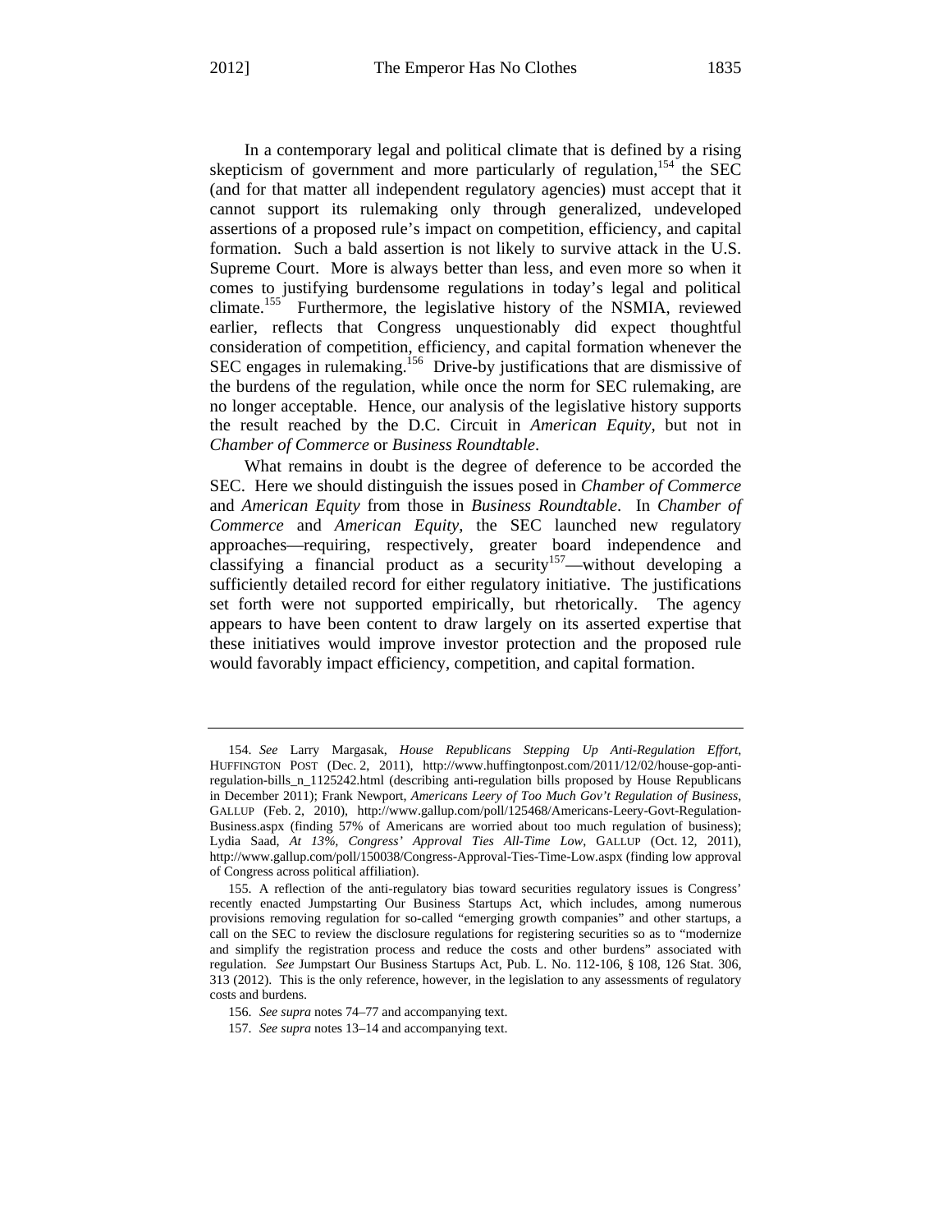In a contemporary legal and political climate that is defined by a rising skepticism of government and more particularly of regulation,[154] the SEC (and for that matter all independent regulatory agencies) must accept that it cannot support its rulemaking only through generalized, undeveloped assertions of a proposed rule's impact on competition, efficiency, and capital formation. Such a bald assertion is not likely to survive attack in the U.S. Supreme Court. More is always better than less, and even more so when it comes to justifying burdensome regulations in today's legal and political climate.[155] Furthermore, the legislative history of the NSMIA, reviewed earlier, reflects that Congress unquestionably did expect thoughtful consideration of competition, efficiency, and capital formation whenever the SEC engages in rulemaking.[156] Drive-by justifications that are dismissive of the burdens of the regulation, while once the norm for SEC rulemaking, are no longer acceptable. Hence, our analysis of the legislative history supports the result reached by the D.C. Circuit in *American Equity*, but not in *Chamber of Commerce* or *Business Roundtable*.

What remains in doubt is the degree of deference to be accorded the SEC. Here we should distinguish the issues posed in *Chamber of Commerce* and *American Equity* from those in *Business Roundtable*. In *Chamber of Commerce* and *American Equity*, the SEC launched new regulatory approaches—requiring, respectively, greater board independence and classifying a financial product as a security[157]—without developing a sufficiently detailed record for either regulatory initiative. The justifications set forth were not supported empirically, but rhetorically. The agency appears to have been content to draw largely on its asserted expertise that these initiatives would improve investor protection and the proposed rule would favorably impact efficiency, competition, and capital formation.

---

154. *See* Larry Margasak, *House Republicans Stepping Up Anti-Regulation Effort*, HUFFINGTON POST (Dec. 2, 2011), http://www.huffingtonpost.com/2011/12/02/house-gop-anti-regulation-bills_n_1125242.html (describing anti-regulation bills proposed by House Republicans in December 2011); Frank Newport, *Americans Leery of Too Much Gov't Regulation of Business*, GALLUP (Feb. 2, 2010), http://www.gallup.com/poll/125468/Americans-Leery-Govt-Regulation-Business.aspx (finding 57% of Americans are worried about too much regulation of business); Lydia Saad, *At 13%, Congress' Approval Ties All-Time Low*, GALLUP (Oct. 12, 2011), http://www.gallup.com/poll/150038/Congress-Approval-Ties-Time-Low.aspx (finding low approval of Congress across political affiliation).

155. A reflection of the anti-regulatory bias toward securities regulatory issues is Congress' recently enacted Jumpstarting Our Business Startups Act, which includes, among numerous provisions removing regulation for so-called "emerging growth companies" and other startups, a call on the SEC to review the disclosure regulations for registering securities so as to "modernize and simplify the registration process and reduce the costs and other burdens" associated with regulation. *See* Jumpstart Our Business Startups Act, Pub. L. No. 112-106, § 108, 126 Stat. 306, 313 (2012). This is the only reference, however, in the legislation to any assessments of regulatory costs and burdens.

156. *See supra* notes 74–77 and accompanying text.

157. *See supra* notes 13–14 and accompanying text.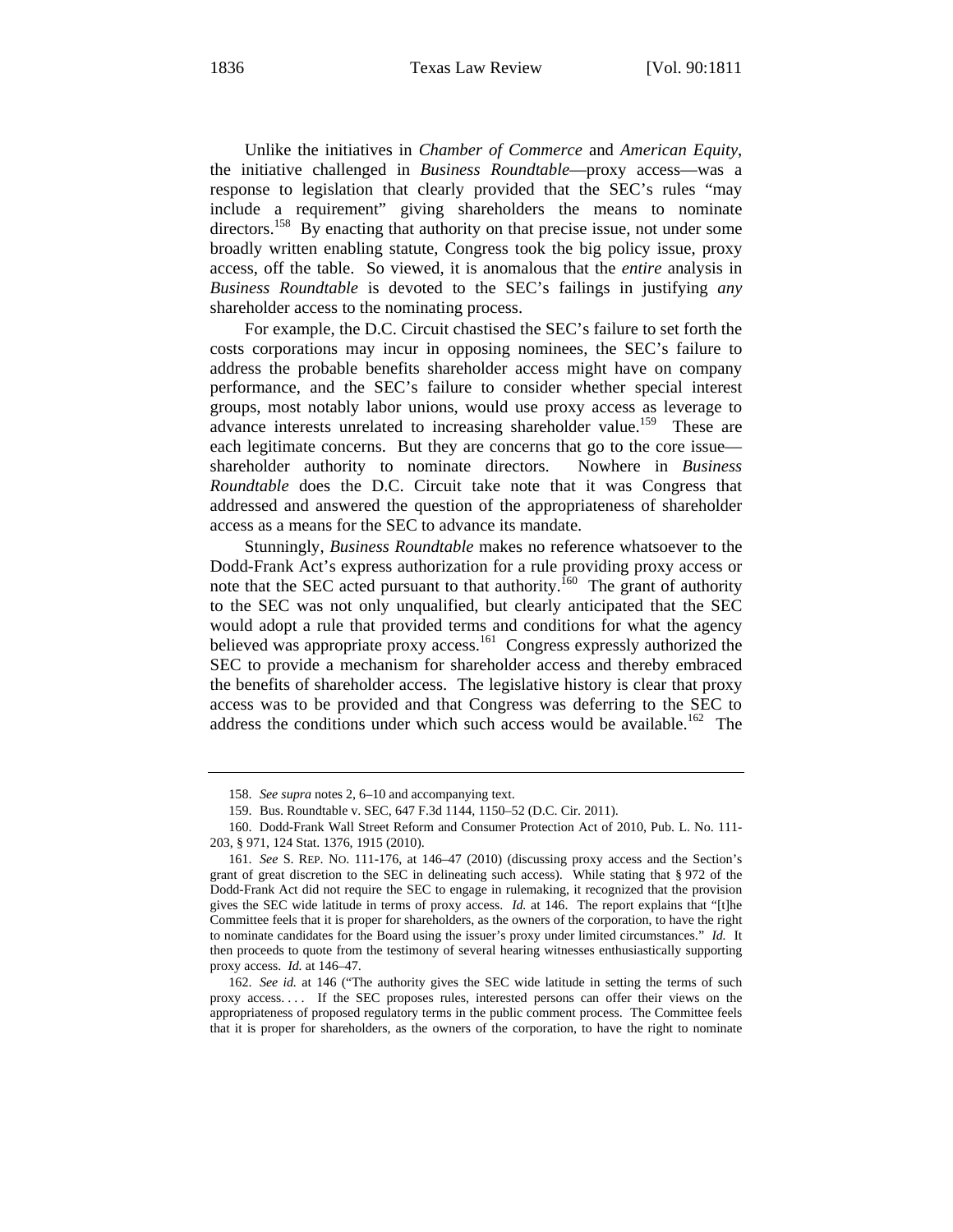Unlike the initiatives in *Chamber of Commerce* and *American Equity*, the initiative challenged in *Business Roundtable*—proxy access—was a response to legislation that clearly provided that the SEC's rules "may include a requirement" giving shareholders the means to nominate directors.[158] By enacting that authority on that precise issue, not under some broadly written enabling statute, Congress took the big policy issue, proxy access, off the table. So viewed, it is anomalous that the *entire* analysis in *Business Roundtable* is devoted to the SEC's failings in justifying *any* shareholder access to the nominating process.

For example, the D.C. Circuit chastised the SEC's failure to set forth the costs corporations may incur in opposing nominees, the SEC's failure to address the probable benefits shareholder access might have on company performance, and the SEC's failure to consider whether special interest groups, most notably labor unions, would use proxy access as leverage to advance interests unrelated to increasing shareholder value.[159] These are each legitimate concerns. But they are concerns that go to the core issue—shareholder authority to nominate directors. Nowhere in *Business Roundtable* does the D.C. Circuit take note that it was Congress that addressed and answered the question of the appropriateness of shareholder access as a means for the SEC to advance its mandate.

Stunningly, *Business Roundtable* makes no reference whatsoever to the Dodd-Frank Act's express authorization for a rule providing proxy access or note that the SEC acted pursuant to that authority.[160] The grant of authority to the SEC was not only unqualified, but clearly anticipated that the SEC would adopt a rule that provided terms and conditions for what the agency believed was appropriate proxy access.[161] Congress expressly authorized the SEC to provide a mechanism for shareholder access and thereby embraced the benefits of shareholder access. The legislative history is clear that proxy access was to be provided and that Congress was deferring to the SEC to address the conditions under which such access would be available.[162] The

---

158. *See supra* notes 2, 6–10 and accompanying text.

159. Bus. Roundtable v. SEC, 647 F.3d 1144, 1150–52 (D.C. Cir. 2011).

160. Dodd-Frank Wall Street Reform and Consumer Protection Act of 2010, Pub. L. No. 111-203, § 971, 124 Stat. 1376, 1915 (2010).

161. *See* S. REP. NO. 111-176, at 146–47 (2010) (discussing proxy access and the Section's grant of great discretion to the SEC in delineating such access). While stating that § 972 of the Dodd-Frank Act did not require the SEC to engage in rulemaking, it recognized that the provision gives the SEC wide latitude in terms of proxy access. *Id.* at 146. The report explains that "[t]he Committee feels that it is proper for shareholders, as the owners of the corporation, to have the right to nominate candidates for the Board using the issuer's proxy under limited circumstances." *Id.* It then proceeds to quote from the testimony of several hearing witnesses enthusiastically supporting proxy access. *Id.* at 146–47.

162. *See id.* at 146 ("The authority gives the SEC wide latitude in setting the terms of such proxy access. . . . If the SEC proposes rules, interested persons can offer their views on the appropriateness of proposed regulatory terms in the public comment process. The Committee feels that it is proper for shareholders, as the owners of the corporation, to have the right to nominate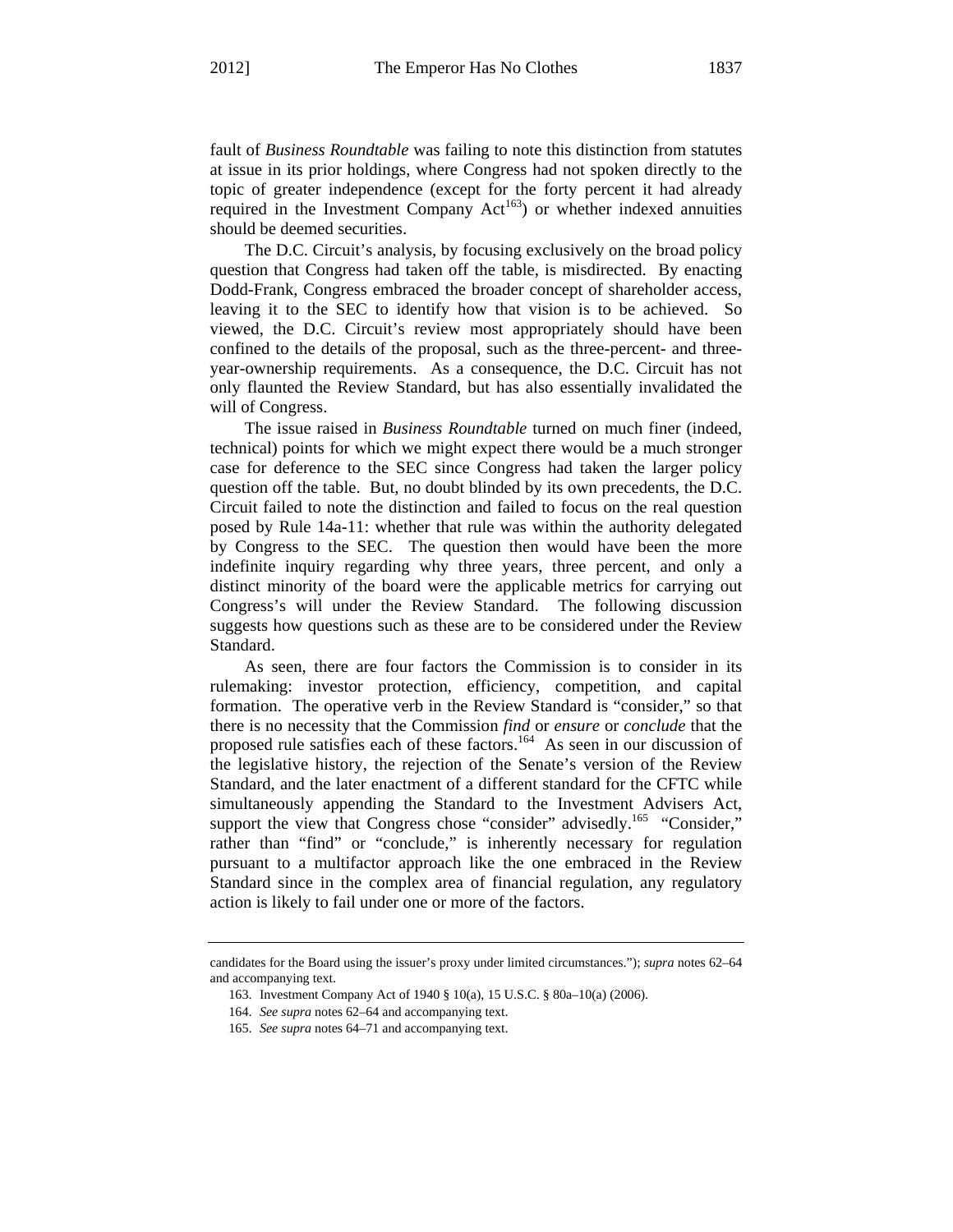fault of *Business Roundtable* was failing to note this distinction from statutes at issue in its prior holdings, where Congress had not spoken directly to the topic of greater independence (except for the forty percent it had already required in the Investment Company Act[163]) or whether indexed annuities should be deemed securities.

The D.C. Circuit's analysis, by focusing exclusively on the broad policy question that Congress had taken off the table, is misdirected. By enacting Dodd-Frank, Congress embraced the broader concept of shareholder access, leaving it to the SEC to identify how that vision is to be achieved. So viewed, the D.C. Circuit's review most appropriately should have been confined to the details of the proposal, such as the three-percent- and three-year-ownership requirements. As a consequence, the D.C. Circuit has not only flaunted the Review Standard, but has also essentially invalidated the will of Congress.

The issue raised in *Business Roundtable* turned on much finer (indeed, technical) points for which we might expect there would be a much stronger case for deference to the SEC since Congress had taken the larger policy question off the table. But, no doubt blinded by its own precedents, the D.C. Circuit failed to note the distinction and failed to focus on the real question posed by Rule 14a-11: whether that rule was within the authority delegated by Congress to the SEC. The question then would have been the more indefinite inquiry regarding why three years, three percent, and only a distinct minority of the board were the applicable metrics for carrying out Congress's will under the Review Standard. The following discussion suggests how questions such as these are to be considered under the Review Standard.

As seen, there are four factors the Commission is to consider in its rulemaking: investor protection, efficiency, competition, and capital formation. The operative verb in the Review Standard is "consider," so that there is no necessity that the Commission *find* or *ensure* or *conclude* that the proposed rule satisfies each of these factors.[164] As seen in our discussion of the legislative history, the rejection of the Senate's version of the Review Standard, and the later enactment of a different standard for the CFTC while simultaneously appending the Standard to the Investment Advisers Act, support the view that Congress chose "consider" advisedly.[165] "Consider," rather than "find" or "conclude," is inherently necessary for regulation pursuant to a multifactor approach like the one embraced in the Review Standard since in the complex area of financial regulation, any regulatory action is likely to fail under one or more of the factors.

---

candidates for the Board using the issuer's proxy under limited circumstances."); *supra* notes 62–64 and accompanying text.

163. Investment Company Act of 1940 § 10(a), 15 U.S.C. § 80a–10(a) (2006).

164. *See supra* notes 62–64 and accompanying text.

165. *See supra* notes 64–71 and accompanying text.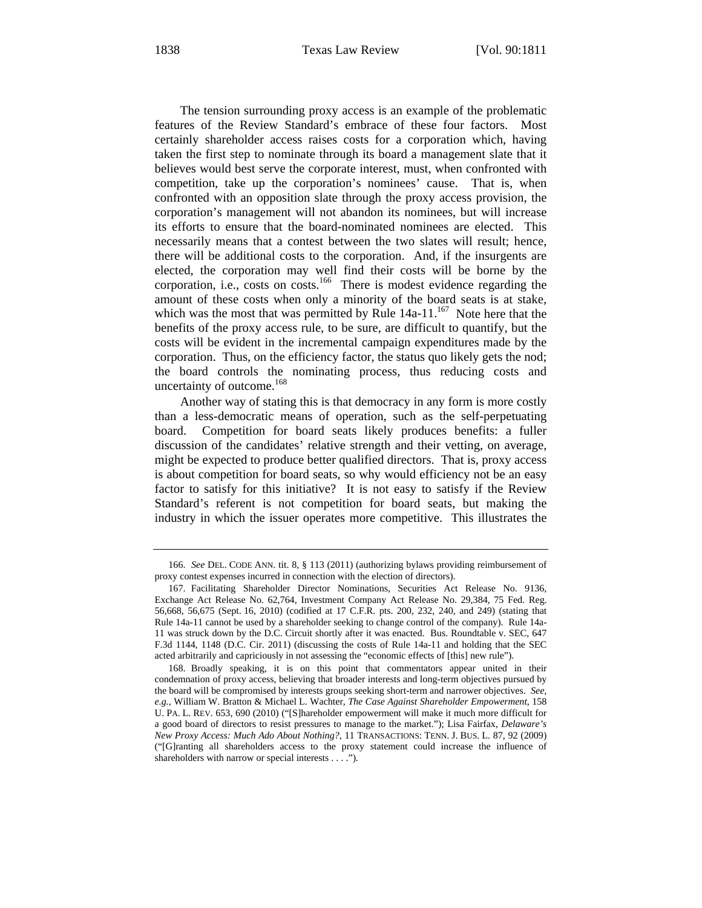The tension surrounding proxy access is an example of the problematic features of the Review Standard's embrace of these four factors. Most certainly shareholder access raises costs for a corporation which, having taken the first step to nominate through its board a management slate that it believes would best serve the corporate interest, must, when confronted with competition, take up the corporation's nominees' cause. That is, when confronted with an opposition slate through the proxy access provision, the corporation's management will not abandon its nominees, but will increase its efforts to ensure that the board-nominated nominees are elected. This necessarily means that a contest between the two slates will result; hence, there will be additional costs to the corporation. And, if the insurgents are elected, the corporation may well find their costs will be borne by the corporation, i.e., costs on costs.[166] There is modest evidence regarding the amount of these costs when only a minority of the board seats is at stake, which was the most that was permitted by Rule 14a-11.[167] Note here that the benefits of the proxy access rule, to be sure, are difficult to quantify, but the costs will be evident in the incremental campaign expenditures made by the corporation. Thus, on the efficiency factor, the status quo likely gets the nod; the board controls the nominating process, thus reducing costs and uncertainty of outcome.[168]

Another way of stating this is that democracy in any form is more costly than a less-democratic means of operation, such as the self-perpetuating board. Competition for board seats likely produces benefits: a fuller discussion of the candidates' relative strength and their vetting, on average, might be expected to produce better qualified directors. That is, proxy access is about competition for board seats, so why would efficiency not be an easy factor to satisfy for this initiative? It is not easy to satisfy if the Review Standard's referent is not competition for board seats, but making the industry in which the issuer operates more competitive. This illustrates the

---

166. *See* DEL. CODE ANN. tit. 8, § 113 (2011) (authorizing bylaws providing reimbursement of proxy contest expenses incurred in connection with the election of directors).

167. Facilitating Shareholder Director Nominations, Securities Act Release No. 9136, Exchange Act Release No. 62,764, Investment Company Act Release No. 29,384, 75 Fed. Reg. 56,668, 56,675 (Sept. 16, 2010) (codified at 17 C.F.R. pts. 200, 232, 240, and 249) (stating that Rule 14a-11 cannot be used by a shareholder seeking to change control of the company). Rule 14a-11 was struck down by the D.C. Circuit shortly after it was enacted. Bus. Roundtable v. SEC, 647 F.3d 1144, 1148 (D.C. Cir. 2011) (discussing the costs of Rule 14a-11 and holding that the SEC acted arbitrarily and capriciously in not assessing the "economic effects of [this] new rule").

168. Broadly speaking, it is on this point that commentators appear united in their condemnation of proxy access, believing that broader interests and long-term objectives pursued by the board will be compromised by interests groups seeking short-term and narrower objectives. *See, e.g.*, William W. Bratton & Michael L. Wachter, *The Case Against Shareholder Empowerment*, 158 U. PA. L. REV. 653, 690 (2010) ("[S]hareholder empowerment will make it much more difficult for a good board of directors to resist pressures to manage to the market."); Lisa Fairfax, *Delaware's New Proxy Access: Much Ado About Nothing?*, 11 TRANSACTIONS: TENN. J. BUS. L. 87, 92 (2009) ("[G]ranting all shareholders access to the proxy statement could increase the influence of shareholders with narrow or special interests . . . .").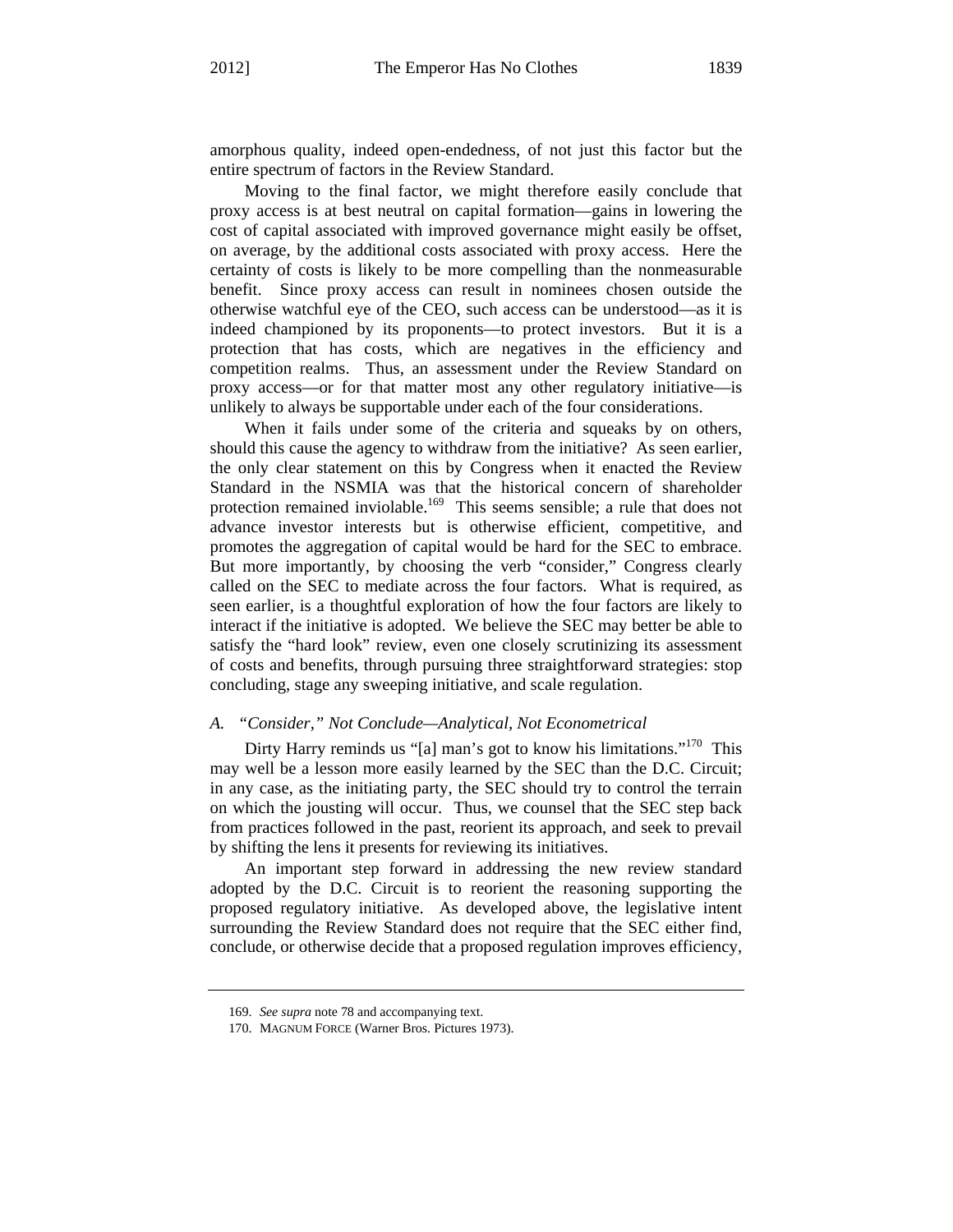amorphous quality, indeed open-endedness, of not just this factor but the entire spectrum of factors in the Review Standard.

Moving to the final factor, we might therefore easily conclude that proxy access is at best neutral on capital formation—gains in lowering the cost of capital associated with improved governance might easily be offset, on average, by the additional costs associated with proxy access. Here the certainty of costs is likely to be more compelling than the nonmeasurable benefit. Since proxy access can result in nominees chosen outside the otherwise watchful eye of the CEO, such access can be understood—as it is indeed championed by its proponents—to protect investors. But it is a protection that has costs, which are negatives in the efficiency and competition realms. Thus, an assessment under the Review Standard on proxy access—or for that matter most any other regulatory initiative—is unlikely to always be supportable under each of the four considerations.

When it fails under some of the criteria and squeaks by on others, should this cause the agency to withdraw from the initiative? As seen earlier, the only clear statement on this by Congress when it enacted the Review Standard in the NSMIA was that the historical concern of shareholder protection remained inviolable.[169] This seems sensible; a rule that does not advance investor interests but is otherwise efficient, competitive, and promotes the aggregation of capital would be hard for the SEC to embrace. But more importantly, by choosing the verb "consider," Congress clearly called on the SEC to mediate across the four factors. What is required, as seen earlier, is a thoughtful exploration of how the four factors are likely to interact if the initiative is adopted. We believe the SEC may better be able to satisfy the "hard look" review, even one closely scrutinizing its assessment of costs and benefits, through pursuing three straightforward strategies: stop concluding, stage any sweeping initiative, and scale regulation.

### A. *"Consider," Not Conclude—Analytical, Not Econometrical*

Dirty Harry reminds us "[a] man's got to know his limitations."[170] This may well be a lesson more easily learned by the SEC than the D.C. Circuit; in any case, as the initiating party, the SEC should try to control the terrain on which the jousting will occur. Thus, we counsel that the SEC step back from practices followed in the past, reorient its approach, and seek to prevail by shifting the lens it presents for reviewing its initiatives.

An important step forward in addressing the new review standard adopted by the D.C. Circuit is to reorient the reasoning supporting the proposed regulatory initiative. As developed above, the legislative intent surrounding the Review Standard does not require that the SEC either find, conclude, or otherwise decide that a proposed regulation improves efficiency,

---

169. *See supra* note 78 and accompanying text.

170. MAGNUM FORCE (Warner Bros. Pictures 1973).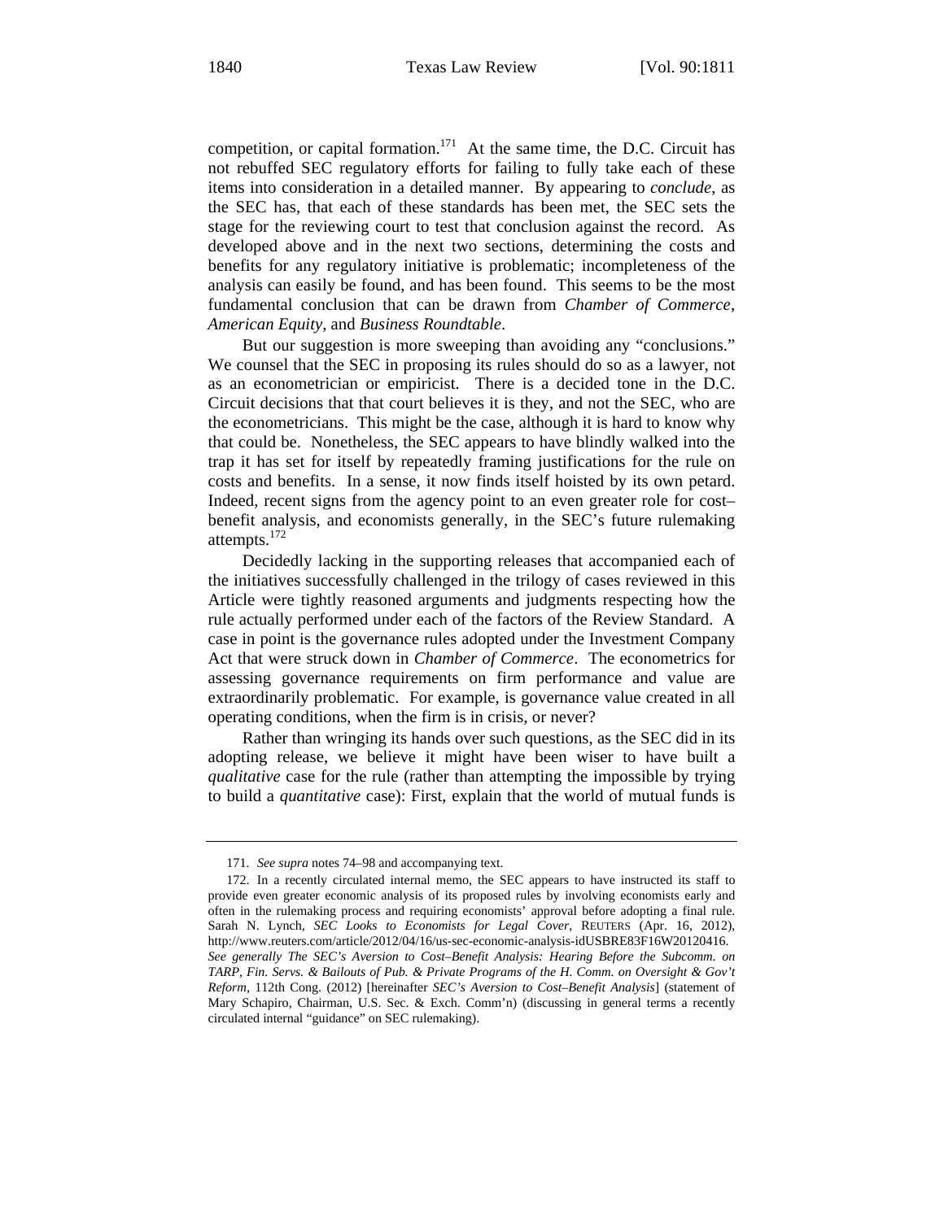competition, or capital formation.[171] At the same time, the D.C. Circuit has not rebuffed SEC regulatory efforts for failing to fully take each of these items into consideration in a detailed manner. By appearing to *conclude*, as the SEC has, that each of these standards has been met, the SEC sets the stage for the reviewing court to test that conclusion against the record. As developed above and in the next two sections, determining the costs and benefits for any regulatory initiative is problematic; incompleteness of the analysis can easily be found, and has been found. This seems to be the most fundamental conclusion that can be drawn from *Chamber of Commerce*, *American Equity*, and *Business Roundtable*.

But our suggestion is more sweeping than avoiding any "conclusions." We counsel that the SEC in proposing its rules should do so as a lawyer, not as an econometrician or empiricist. There is a decided tone in the D.C. Circuit decisions that that court believes it is they, and not the SEC, who are the econometricians. This might be the case, although it is hard to know why that could be. Nonetheless, the SEC appears to have blindly walked into the trap it has set for itself by repeatedly framing justifications for the rule on costs and benefits. In a sense, it now finds itself hoisted by its own petard. Indeed, recent signs from the agency point to an even greater role for cost–benefit analysis, and economists generally, in the SEC's future rulemaking attempts.[172]

Decidedly lacking in the supporting releases that accompanied each of the initiatives successfully challenged in the trilogy of cases reviewed in this Article were tightly reasoned arguments and judgments respecting how the rule actually performed under each of the factors of the Review Standard. A case in point is the governance rules adopted under the Investment Company Act that were struck down in *Chamber of Commerce*. The econometrics for assessing governance requirements on firm performance and value are extraordinarily problematic. For example, is governance value created in all operating conditions, when the firm is in crisis, or never?

Rather than wringing its hands over such questions, as the SEC did in its adopting release, we believe it might have been wiser to have built a *qualitative* case for the rule (rather than attempting the impossible by trying to build a *quantitative* case): First, explain that the world of mutual funds is

---

171. *See supra* notes 74–98 and accompanying text.

172. In a recently circulated internal memo, the SEC appears to have instructed its staff to provide even greater economic analysis of its proposed rules by involving economists early and often in the rulemaking process and requiring economists' approval before adopting a final rule. Sarah N. Lynch, *SEC Looks to Economists for Legal Cover*, REUTERS (Apr. 16, 2012), http://www.reuters.com/article/2012/04/16/us-sec-economic-analysis-idUSBRE83F16W20120416. *See generally The SEC's Aversion to Cost–Benefit Analysis: Hearing Before the Subcomm. on TARP, Fin. Servs. & Bailouts of Pub. & Private Programs of the H. Comm. on Oversight & Gov't Reform*, 112th Cong. (2012) [hereinafter *SEC's Aversion to Cost–Benefit Analysis*] (statement of Mary Schapiro, Chairman, U.S. Sec. & Exch. Comm'n) (discussing in general terms a recently circulated internal "guidance" on SEC rulemaking).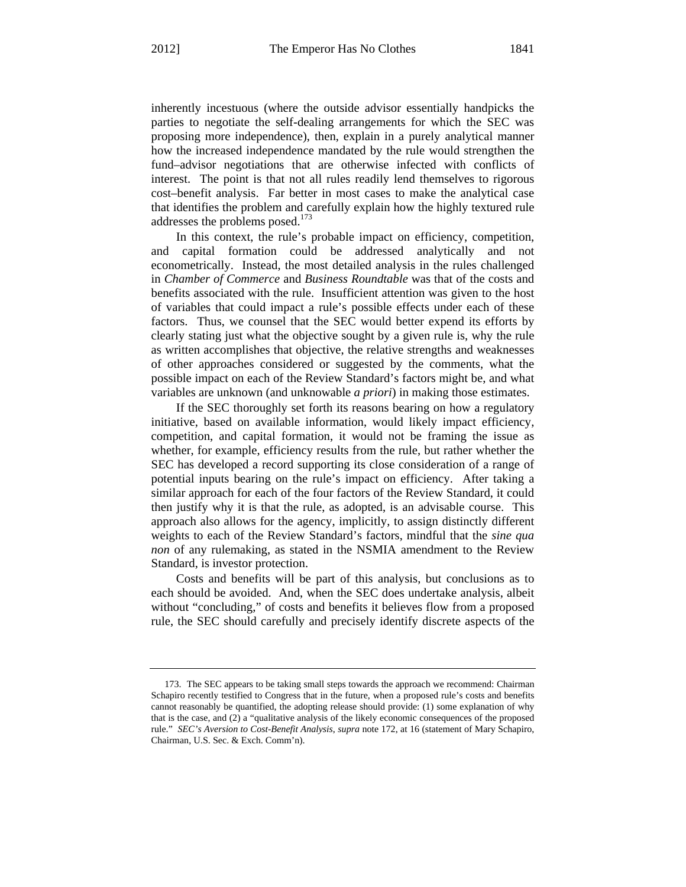inherently incestuous (where the outside advisor essentially handpicks the parties to negotiate the self-dealing arrangements for which the SEC was proposing more independence), then, explain in a purely analytical manner how the increased independence mandated by the rule would strengthen the fund–advisor negotiations that are otherwise infected with conflicts of interest. The point is that not all rules readily lend themselves to rigorous cost–benefit analysis. Far better in most cases to make the analytical case that identifies the problem and carefully explain how the highly textured rule addresses the problems posed.[173]

In this context, the rule's probable impact on efficiency, competition, and capital formation could be addressed analytically and not econometrically. Instead, the most detailed analysis in the rules challenged in *Chamber of Commerce* and *Business Roundtable* was that of the costs and benefits associated with the rule. Insufficient attention was given to the host of variables that could impact a rule's possible effects under each of these factors. Thus, we counsel that the SEC would better expend its efforts by clearly stating just what the objective sought by a given rule is, why the rule as written accomplishes that objective, the relative strengths and weaknesses of other approaches considered or suggested by the comments, what the possible impact on each of the Review Standard's factors might be, and what variables are unknown (and unknowable *a priori*) in making those estimates.

If the SEC thoroughly set forth its reasons bearing on how a regulatory initiative, based on available information, would likely impact efficiency, competition, and capital formation, it would not be framing the issue as whether, for example, efficiency results from the rule, but rather whether the SEC has developed a record supporting its close consideration of a range of potential inputs bearing on the rule's impact on efficiency. After taking a similar approach for each of the four factors of the Review Standard, it could then justify why it is that the rule, as adopted, is an advisable course. This approach also allows for the agency, implicitly, to assign distinctly different weights to each of the Review Standard's factors, mindful that the *sine qua non* of any rulemaking, as stated in the NSMIA amendment to the Review Standard, is investor protection.

Costs and benefits will be part of this analysis, but conclusions as to each should be avoided. And, when the SEC does undertake analysis, albeit without "concluding," of costs and benefits it believes flow from a proposed rule, the SEC should carefully and precisely identify discrete aspects of the

---

173. The SEC appears to be taking small steps towards the approach we recommend: Chairman Schapiro recently testified to Congress that in the future, when a proposed rule's costs and benefits cannot reasonably be quantified, the adopting release should provide: (1) some explanation of why that is the case, and (2) a "qualitative analysis of the likely economic consequences of the proposed rule." *SEC's Aversion to Cost-Benefit Analysis*, *supra* note 172, at 16 (statement of Mary Schapiro, Chairman, U.S. Sec. & Exch. Comm'n).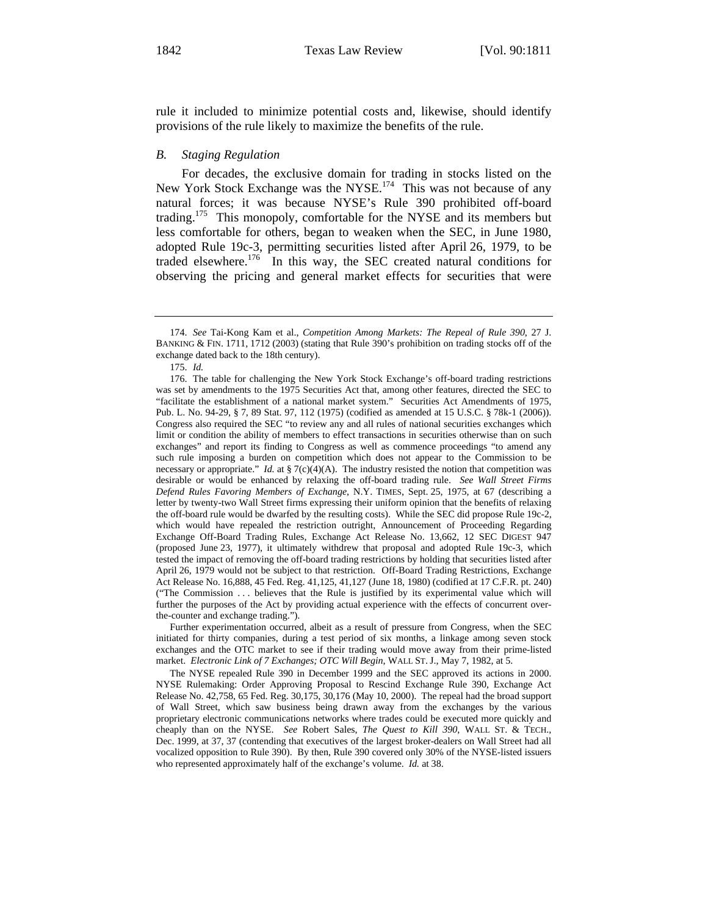rule it included to minimize potential costs and, likewise, should identify provisions of the rule likely to maximize the benefits of the rule.

### *B. Staging Regulation*

For decades, the exclusive domain for trading in stocks listed on the New York Stock Exchange was the NYSE.[174] This was not because of any natural forces; it was because NYSE's Rule 390 prohibited off-board trading.[175] This monopoly, comfortable for the NYSE and its members but less comfortable for others, began to weaken when the SEC, in June 1980, adopted Rule 19c-3, permitting securities listed after April 26, 1979, to be traded elsewhere.[176] In this way, the SEC created natural conditions for observing the pricing and general market effects for securities that were

---

174. *See* Tai-Kong Kam et al., *Competition Among Markets: The Repeal of Rule 390*, 27 J. BANKING & FIN. 1711, 1712 (2003) (stating that Rule 390's prohibition on trading stocks off of the exchange dated back to the 18th century).

175. *Id.*

176. The table for challenging the New York Stock Exchange's off-board trading restrictions was set by amendments to the 1975 Securities Act that, among other features, directed the SEC to "facilitate the establishment of a national market system." Securities Act Amendments of 1975, Pub. L. No. 94-29, § 7, 89 Stat. 97, 112 (1975) (codified as amended at 15 U.S.C. § 78k-1 (2006)). Congress also required the SEC "to review any and all rules of national securities exchanges which limit or condition the ability of members to effect transactions in securities otherwise than on such exchanges" and report its finding to Congress as well as commence proceedings "to amend any such rule imposing a burden on competition which does not appear to the Commission to be necessary or appropriate." *Id.* at § 7(c)(4)(A). The industry resisted the notion that competition was desirable or would be enhanced by relaxing the off-board trading rule. *See Wall Street Firms Defend Rules Favoring Members of Exchange*, N.Y. TIMES, Sept. 25, 1975, at 67 (describing a letter by twenty-two Wall Street firms expressing their uniform opinion that the benefits of relaxing the off-board rule would be dwarfed by the resulting costs). While the SEC did propose Rule 19c-2, which would have repealed the restriction outright, Announcement of Proceeding Regarding Exchange Off-Board Trading Rules, Exchange Act Release No. 13,662, 12 SEC DIGEST 947 (proposed June 23, 1977), it ultimately withdrew that proposal and adopted Rule 19c-3, which tested the impact of removing the off-board trading restrictions by holding that securities listed after April 26, 1979 would not be subject to that restriction. Off-Board Trading Restrictions, Exchange Act Release No. 16,888, 45 Fed. Reg. 41,125, 41,127 (June 18, 1980) (codified at 17 C.F.R. pt. 240) ("The Commission . . . believes that the Rule is justified by its experimental value which will further the purposes of the Act by providing actual experience with the effects of concurrent over-the-counter and exchange trading.").

Further experimentation occurred, albeit as a result of pressure from Congress, when the SEC initiated for thirty companies, during a test period of six months, a linkage among seven stock exchanges and the OTC market to see if their trading would move away from their prime-listed market. *Electronic Link of 7 Exchanges; OTC Will Begin*, WALL ST. J., May 7, 1982, at 5.

The NYSE repealed Rule 390 in December 1999 and the SEC approved its actions in 2000. NYSE Rulemaking: Order Approving Proposal to Rescind Exchange Rule 390, Exchange Act Release No. 42,758, 65 Fed. Reg. 30,175, 30,176 (May 10, 2000). The repeal had the broad support of Wall Street, which saw business being drawn away from the exchanges by the various proprietary electronic communications networks where trades could be executed more quickly and cheaply than on the NYSE. *See* Robert Sales, *The Quest to Kill 390*, WALL ST. & TECH., Dec. 1999, at 37, 37 (contending that executives of the largest broker-dealers on Wall Street had all vocalized opposition to Rule 390). By then, Rule 390 covered only 30% of the NYSE-listed issuers who represented approximately half of the exchange's volume. *Id.* at 38.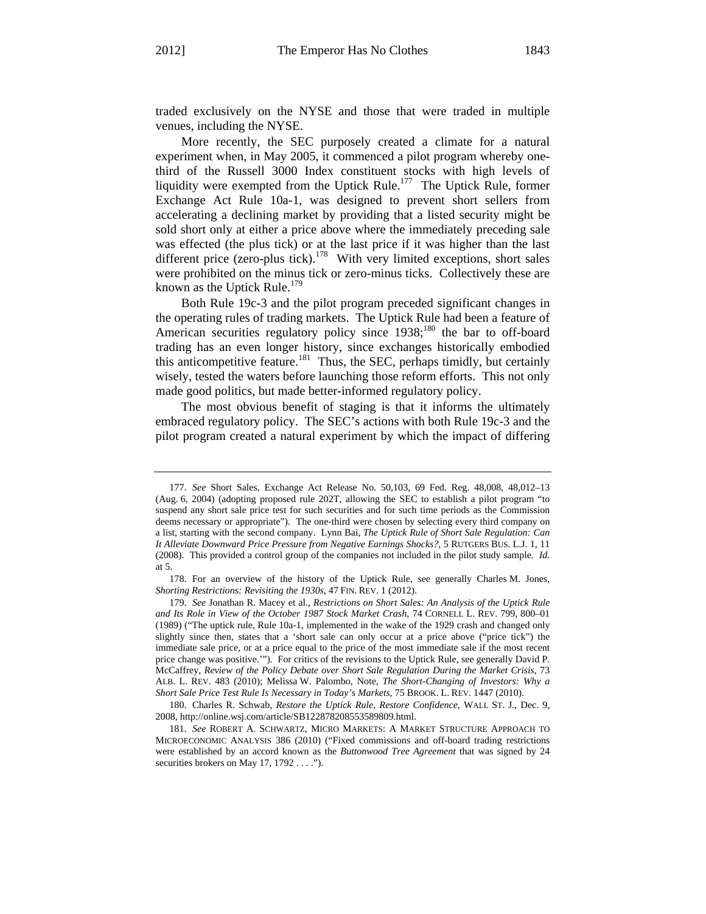traded exclusively on the NYSE and those that were traded in multiple venues, including the NYSE.

More recently, the SEC purposely created a climate for a natural experiment when, in May 2005, it commenced a pilot program whereby one-third of the Russell 3000 Index constituent stocks with high levels of liquidity were exempted from the Uptick Rule.[177] The Uptick Rule, former Exchange Act Rule 10a-1, was designed to prevent short sellers from accelerating a declining market by providing that a listed security might be sold short only at either a price above where the immediately preceding sale was effected (the plus tick) or at the last price if it was higher than the last different price (zero-plus tick).[178] With very limited exceptions, short sales were prohibited on the minus tick or zero-minus ticks. Collectively these are known as the Uptick Rule.[179]

Both Rule 19c-3 and the pilot program preceded significant changes in the operating rules of trading markets. The Uptick Rule had been a feature of American securities regulatory policy since 1938;[180] the bar to off-board trading has an even longer history, since exchanges historically embodied this anticompetitive feature.[181] Thus, the SEC, perhaps timidly, but certainly wisely, tested the waters before launching those reform efforts. This not only made good politics, but made better-informed regulatory policy.

The most obvious benefit of staging is that it informs the ultimately embraced regulatory policy. The SEC's actions with both Rule 19c-3 and the pilot program created a natural experiment by which the impact of differing

---

177. *See* Short Sales, Exchange Act Release No. 50,103, 69 Fed. Reg. 48,008, 48,012–13 (Aug. 6, 2004) (adopting proposed rule 202T, allowing the SEC to establish a pilot program "to suspend any short sale price test for such securities and for such time periods as the Commission deems necessary or appropriate"). The one-third were chosen by selecting every third company on a list, starting with the second company. Lynn Bai, *The Uptick Rule of Short Sale Regulation: Can It Alleviate Downward Price Pressure from Negative Earnings Shocks?*, 5 RUTGERS BUS. L.J. 1, 11 (2008). This provided a control group of the companies not included in the pilot study sample. *Id.* at 5.

178. For an overview of the history of the Uptick Rule, see generally Charles M. Jones, *Shorting Restrictions: Revisiting the 1930s*, 47 FIN. REV. 1 (2012).

179. *See* Jonathan R. Macey et al., *Restrictions on Short Sales: An Analysis of the Uptick Rule and Its Role in View of the October 1987 Stock Market Crash*, 74 CORNELL L. REV. 799, 800–01 (1989) ("The uptick rule, Rule 10a-1, implemented in the wake of the 1929 crash and changed only slightly since then, states that a 'short sale can only occur at a price above ("price tick") the immediate sale price, or at a price equal to the price of the most immediate sale if the most recent price change was positive.'"). For critics of the revisions to the Uptick Rule, see generally David P. McCaffrey, *Review of the Policy Debate over Short Sale Regulation During the Market Crisis*, 73 ALB. L. REV. 483 (2010); Melissa W. Palombo, Note, *The Short-Changing of Investors: Why a Short Sale Price Test Rule Is Necessary in Today's Markets*, 75 BROOK. L. REV. 1447 (2010).

180. Charles R. Schwab, *Restore the Uptick Rule, Restore Confidence*, WALL ST. J., Dec. 9, 2008, http://online.wsj.com/article/SB122878208553589809.html.

181. *See* ROBERT A. SCHWARTZ, MICRO MARKETS: A MARKET STRUCTURE APPROACH TO MICROECONOMIC ANALYSIS 386 (2010) ("Fixed commissions and off-board trading restrictions were established by an accord known as the *Buttonwood Tree Agreement* that was signed by 24 securities brokers on May 17, 1792 . . . .").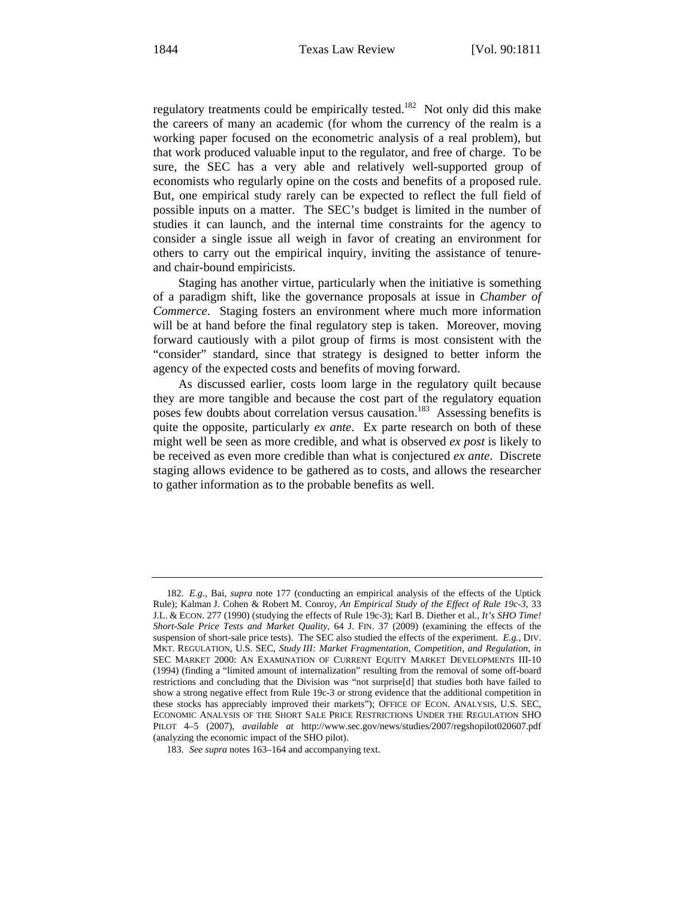regulatory treatments could be empirically tested.[182] Not only did this make the careers of many an academic (for whom the currency of the realm is a working paper focused on the econometric analysis of a real problem), but that work produced valuable input to the regulator, and free of charge. To be sure, the SEC has a very able and relatively well-supported group of economists who regularly opine on the costs and benefits of a proposed rule. But, one empirical study rarely can be expected to reflect the full field of possible inputs on a matter. The SEC's budget is limited in the number of studies it can launch, and the internal time constraints for the agency to consider a single issue all weigh in favor of creating an environment for others to carry out the empirical inquiry, inviting the assistance of tenure- and chair-bound empiricists.

Staging has another virtue, particularly when the initiative is something of a paradigm shift, like the governance proposals at issue in *Chamber of Commerce*. Staging fosters an environment where much more information will be at hand before the final regulatory step is taken. Moreover, moving forward cautiously with a pilot group of firms is most consistent with the "consider" standard, since that strategy is designed to better inform the agency of the expected costs and benefits of moving forward.

As discussed earlier, costs loom large in the regulatory quilt because they are more tangible and because the cost part of the regulatory equation poses few doubts about correlation versus causation.[183] Assessing benefits is quite the opposite, particularly *ex ante*. Ex parte research on both of these might well be seen as more credible, and what is observed *ex post* is likely to be received as even more credible than what is conjectured *ex ante*. Discrete staging allows evidence to be gathered as to costs, and allows the researcher to gather information as to the probable benefits as well.

---

182. *E.g.*, Bai, *supra* note 177 (conducting an empirical analysis of the effects of the Uptick Rule); Kalman J. Cohen & Robert M. Conroy, *An Empirical Study of the Effect of Rule 19c-3*, 33 J.L. & ECON. 277 (1990) (studying the effects of Rule 19c-3); Karl B. Diether et al., *It's SHO Time! Short-Sale Price Tests and Market Quality*, 64 J. FIN. 37 (2009) (examining the effects of the suspension of short-sale price tests). The SEC also studied the effects of the experiment. *E.g.*, DIV. MKT. REGULATION, U.S. SEC, *Study III: Market Fragmentation, Competition, and Regulation*, *in* SEC MARKET 2000: AN EXAMINATION OF CURRENT EQUITY MARKET DEVELOPMENTS III-10 (1994) (finding a "limited amount of internalization" resulting from the removal of some off-board restrictions and concluding that the Division was "not surprise[d] that studies both have failed to show a strong negative effect from Rule 19c-3 or strong evidence that the additional competition in these stocks has appreciably improved their markets"); OFFICE OF ECON. ANALYSIS, U.S. SEC, ECONOMIC ANALYSIS OF THE SHORT SALE PRICE RESTRICTIONS UNDER THE REGULATION SHO PILOT 4–5 (2007), *available at* http://www.sec.gov/news/studies/2007/regshopilot020607.pdf (analyzing the economic impact of the SHO pilot).

183. *See supra* notes 163–164 and accompanying text.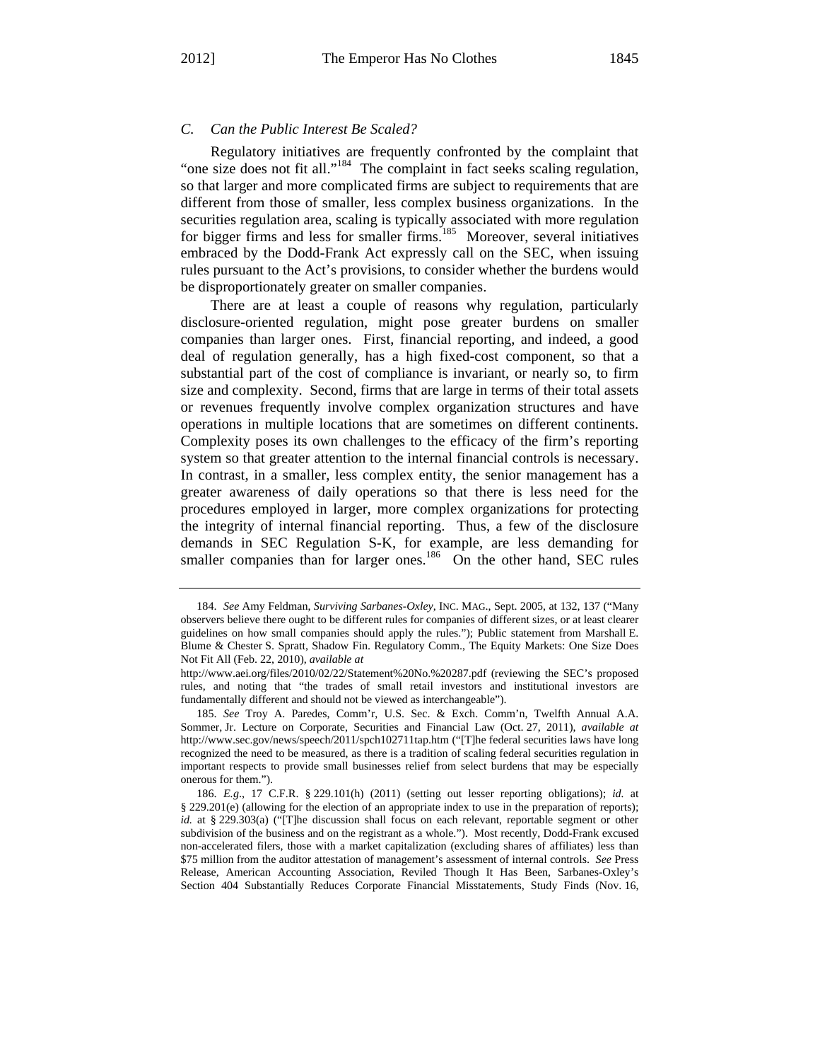### *C. Can the Public Interest Be Scaled?*

Regulatory initiatives are frequently confronted by the complaint that "one size does not fit all."[184] The complaint in fact seeks scaling regulation, so that larger and more complicated firms are subject to requirements that are different from those of smaller, less complex business organizations. In the securities regulation area, scaling is typically associated with more regulation for bigger firms and less for smaller firms.[185] Moreover, several initiatives embraced by the Dodd-Frank Act expressly call on the SEC, when issuing rules pursuant to the Act's provisions, to consider whether the burdens would be disproportionately greater on smaller companies.

There are at least a couple of reasons why regulation, particularly disclosure-oriented regulation, might pose greater burdens on smaller companies than larger ones. First, financial reporting, and indeed, a good deal of regulation generally, has a high fixed-cost component, so that a substantial part of the cost of compliance is invariant, or nearly so, to firm size and complexity. Second, firms that are large in terms of their total assets or revenues frequently involve complex organization structures and have operations in multiple locations that are sometimes on different continents. Complexity poses its own challenges to the efficacy of the firm's reporting system so that greater attention to the internal financial controls is necessary. In contrast, in a smaller, less complex entity, the senior management has a greater awareness of daily operations so that there is less need for the procedures employed in larger, more complex organizations for protecting the integrity of internal financial reporting. Thus, a few of the disclosure demands in SEC Regulation S-K, for example, are less demanding for smaller companies than for larger ones.[186] On the other hand, SEC rules

---

184. *See* Amy Feldman, *Surviving Sarbanes-Oxley*, INC. MAG., Sept. 2005, at 132, 137 ("Many observers believe there ought to be different rules for companies of different sizes, or at least clearer guidelines on how small companies should apply the rules."); Public statement from Marshall E. Blume & Chester S. Spratt, Shadow Fin. Regulatory Comm., The Equity Markets: One Size Does Not Fit All (Feb. 22, 2010), *available at* http://www.aei.org/files/2010/02/22/Statement%20No.%20287.pdf (reviewing the SEC's proposed rules, and noting that "the trades of small retail investors and institutional investors are fundamentally different and should not be viewed as interchangeable").

185. *See* Troy A. Paredes, Comm'r, U.S. Sec. & Exch. Comm'n, Twelfth Annual A.A. Sommer, Jr. Lecture on Corporate, Securities and Financial Law (Oct. 27, 2011), *available at* http://www.sec.gov/news/speech/2011/spch102711tap.htm ("[T]he federal securities laws have long recognized the need to be measured, as there is a tradition of scaling federal securities regulation in important respects to provide small businesses relief from select burdens that may be especially onerous for them.").

186. *E.g.*, 17 C.F.R. § 229.101(h) (2011) (setting out lesser reporting obligations); *id.* at § 229.201(e) (allowing for the election of an appropriate index to use in the preparation of reports); *id.* at § 229.303(a) ("[T]he discussion shall focus on each relevant, reportable segment or other subdivision of the business and on the registrant as a whole."). Most recently, Dodd-Frank excused non-accelerated filers, those with a market capitalization (excluding shares of affiliates) less than $75 million from the auditor attestation of management's assessment of internal controls. *See* Press Release, American Accounting Association, Reviled Though It Has Been, Sarbanes-Oxley's Section 404 Substantially Reduces Corporate Financial Misstatements, Study Finds (Nov. 16,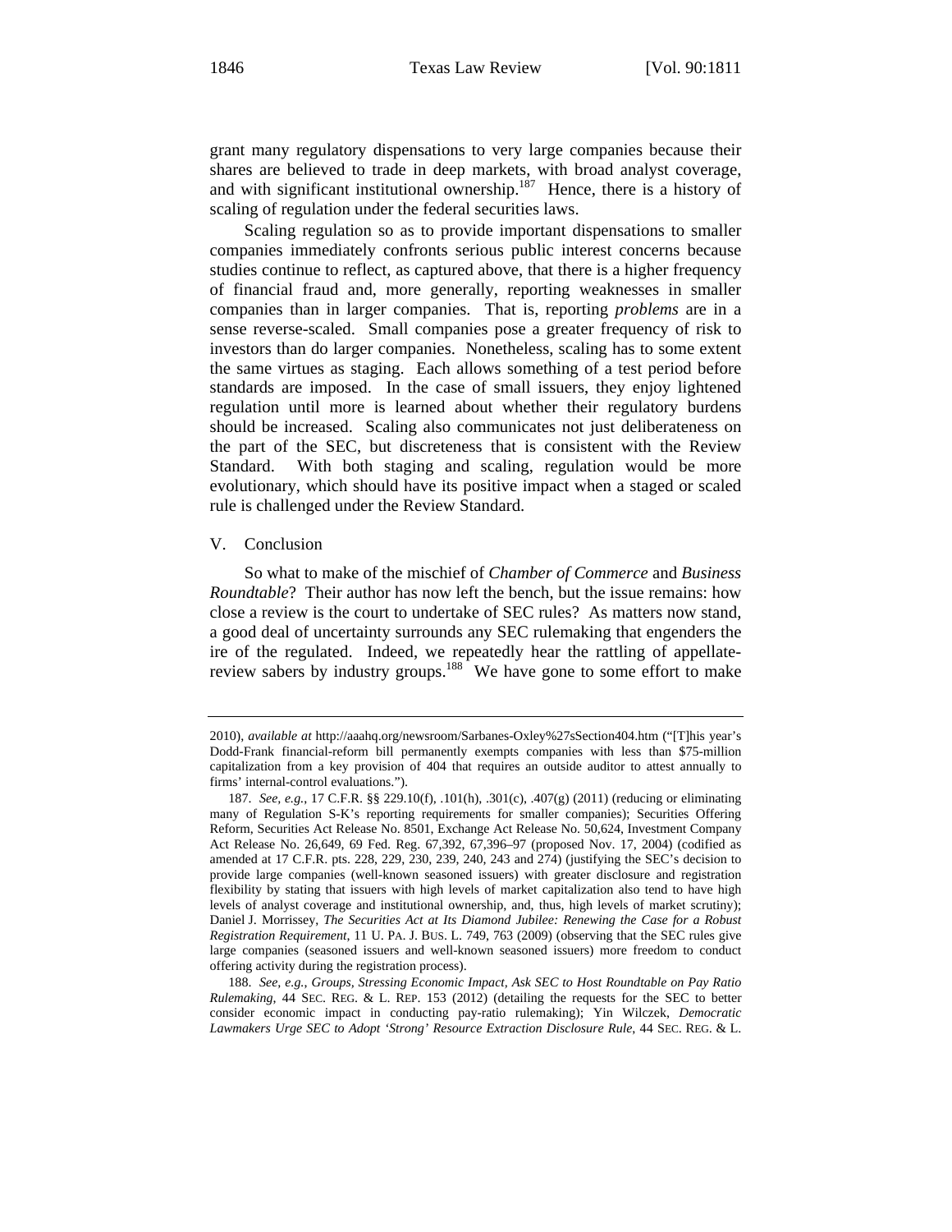grant many regulatory dispensations to very large companies because their shares are believed to trade in deep markets, with broad analyst coverage, and with significant institutional ownership.[187] Hence, there is a history of scaling of regulation under the federal securities laws.

Scaling regulation so as to provide important dispensations to smaller companies immediately confronts serious public interest concerns because studies continue to reflect, as captured above, that there is a higher frequency of financial fraud and, more generally, reporting weaknesses in smaller companies than in larger companies. That is, reporting *problems* are in a sense reverse-scaled. Small companies pose a greater frequency of risk to investors than do larger companies. Nonetheless, scaling has to some extent the same virtues as staging. Each allows something of a test period before standards are imposed. In the case of small issuers, they enjoy lightened regulation until more is learned about whether their regulatory burdens should be increased. Scaling also communicates not just deliberateness on the part of the SEC, but discreteness that is consistent with the Review Standard. With both staging and scaling, regulation would be more evolutionary, which should have its positive impact when a staged or scaled rule is challenged under the Review Standard.

## V. Conclusion

So what to make of the mischief of *Chamber of Commerce* and *Business Roundtable*? Their author has now left the bench, but the issue remains: how close a review is the court to undertake of SEC rules? As matters now stand, a good deal of uncertainty surrounds any SEC rulemaking that engenders the ire of the regulated. Indeed, we repeatedly hear the rattling of appellate-review sabers by industry groups.[188] We have gone to some effort to make

---

2010), *available at* http://aaahq.org/newsroom/Sarbanes-Oxley%27sSection404.htm ("[T]his year's Dodd-Frank financial-reform bill permanently exempts companies with less than $75-million capitalization from a key provision of 404 that requires an outside auditor to attest annually to firms' internal-control evaluations.").

187. *See, e.g.*, 17 C.F.R. §§ 229.10(f), .101(h), .301(c), .407(g) (2011) (reducing or eliminating many of Regulation S-K's reporting requirements for smaller companies); Securities Offering Reform, Securities Act Release No. 8501, Exchange Act Release No. 50,624, Investment Company Act Release No. 26,649, 69 Fed. Reg. 67,392, 67,396–97 (proposed Nov. 17, 2004) (codified as amended at 17 C.F.R. pts. 228, 229, 230, 239, 240, 243 and 274) (justifying the SEC's decision to provide large companies (well-known seasoned issuers) with greater disclosure and registration flexibility by stating that issuers with high levels of market capitalization also tend to have high levels of analyst coverage and institutional ownership, and, thus, high levels of market scrutiny); Daniel J. Morrissey, *The Securities Act at Its Diamond Jubilee: Renewing the Case for a Robust Registration Requirement*, 11 U. PA. J. BUS. L. 749, 763 (2009) (observing that the SEC rules give large companies (seasoned issuers and well-known seasoned issuers) more freedom to conduct offering activity during the registration process).

188. *See, e.g.*, *Groups, Stressing Economic Impact, Ask SEC to Host Roundtable on Pay Ratio Rulemaking*, 44 SEC. REG. & L. REP. 153 (2012) (detailing the requests for the SEC to better consider economic impact in conducting pay-ratio rulemaking); Yin Wilczek, *Democratic Lawmakers Urge SEC to Adopt 'Strong' Resource Extraction Disclosure Rule*, 44 SEC. REG. & L.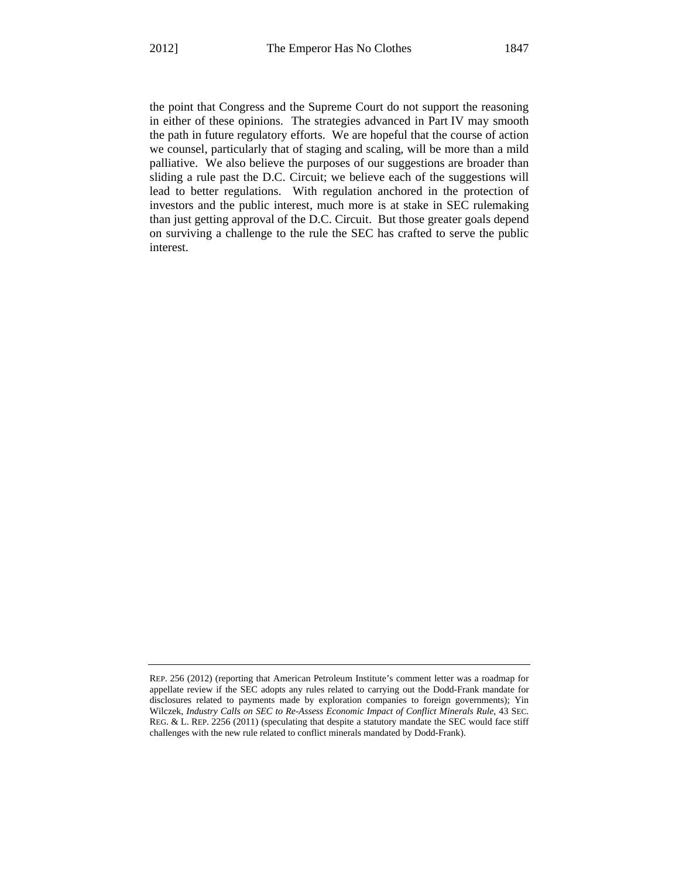the point that Congress and the Supreme Court do not support the reasoning in either of these opinions. The strategies advanced in Part IV may smooth the path in future regulatory efforts. We are hopeful that the course of action we counsel, particularly that of staging and scaling, will be more than a mild palliative. We also believe the purposes of our suggestions are broader than sliding a rule past the D.C. Circuit; we believe each of the suggestions will lead to better regulations. With regulation anchored in the protection of investors and the public interest, much more is at stake in SEC rulemaking than just getting approval of the D.C. Circuit. But those greater goals depend on surviving a challenge to the rule the SEC has crafted to serve the public interest.

---

REP. 256 (2012) (reporting that American Petroleum Institute's comment letter was a roadmap for appellate review if the SEC adopts any rules related to carrying out the Dodd-Frank mandate for disclosures related to payments made by exploration companies to foreign governments); Yin Wilczek, *Industry Calls on SEC to Re-Assess Economic Impact of Conflict Minerals Rule*, 43 SEC. REG. & L. REP. 2256 (2011) (speculating that despite a statutory mandate the SEC would face stiff challenges with the new rule related to conflict minerals mandated by Dodd-Frank).